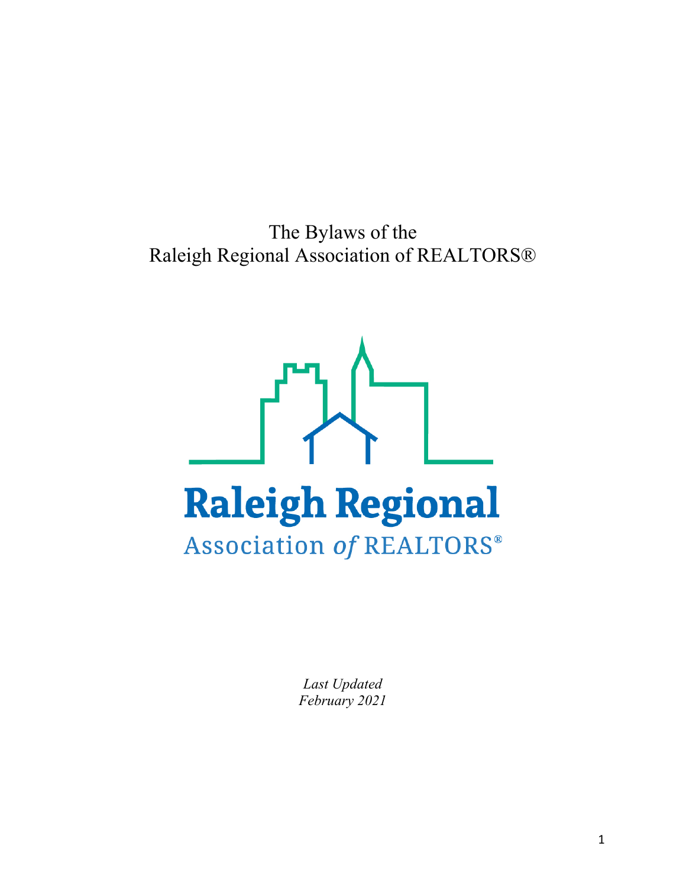# The Bylaws of the Raleigh Regional Association of REALTORS®

Raleigh Regional

Association *of* REALTORS®

*Last Updated*
*February 2021*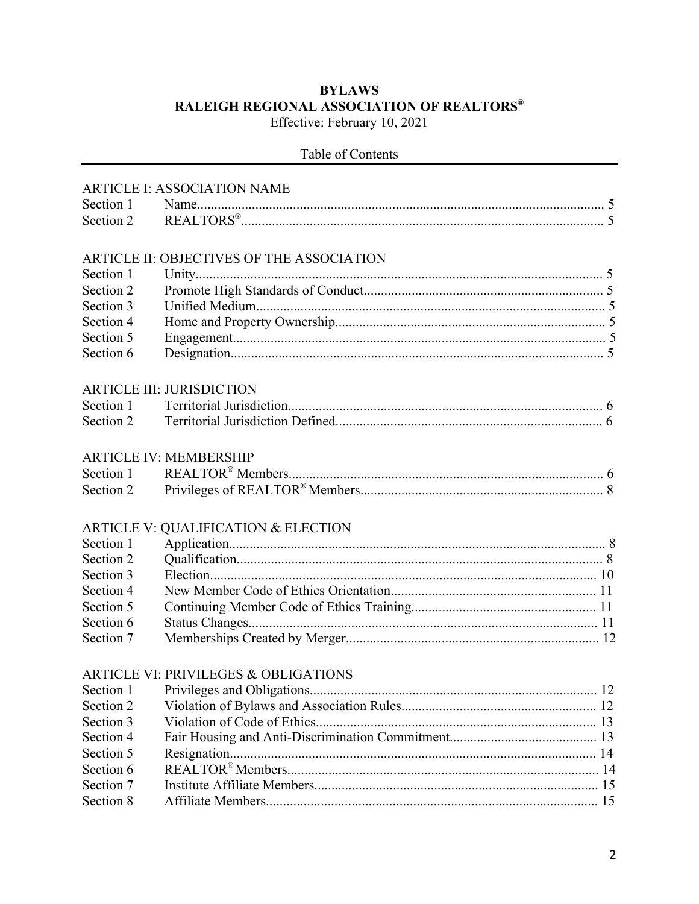**BYLAWS**
**RALEIGH REGIONAL ASSOCIATION OF REALTORS®**
Effective: February 10, 2021

Table of Contents

ARTICLE I: ASSOCIATION NAME

| | | |
|---|---|---|
| Section 1 | Name | 5 |
| Section 2 | REALTORS® | 5 |

ARTICLE II: OBJECTIVES OF THE ASSOCIATION

| | | |
|---|---|---|
| Section 1 | Unity | 5 |
| Section 2 | Promote High Standards of Conduct | 5 |
| Section 3 | Unified Medium | 5 |
| Section 4 | Home and Property Ownership | 5 |
| Section 5 | Engagement | 5 |
| Section 6 | Designation | 5 |

ARTICLE III: JURISDICTION

| | | |
|---|---|---|
| Section 1 | Territorial Jurisdiction | 6 |
| Section 2 | Territorial Jurisdiction Defined | 6 |

ARTICLE IV: MEMBERSHIP

| | | |
|---|---|---|
| Section 1 | REALTOR® Members | 6 |
| Section 2 | Privileges of REALTOR® Members | 8 |

ARTICLE V: QUALIFICATION & ELECTION

| | | |
|---|---|---|
| Section 1 | Application | 8 |
| Section 2 | Qualification | 8 |
| Section 3 | Election | 10 |
| Section 4 | New Member Code of Ethics Orientation | 11 |
| Section 5 | Continuing Member Code of Ethics Training | 11 |
| Section 6 | Status Changes | 11 |
| Section 7 | Memberships Created by Merger | 12 |

ARTICLE VI: PRIVILEGES & OBLIGATIONS

| | | |
|---|---|---|
| Section 1 | Privileges and Obligations | 12 |
| Section 2 | Violation of Bylaws and Association Rules | 12 |
| Section 3 | Violation of Code of Ethics | 13 |
| Section 4 | Fair Housing and Anti-Discrimination Commitment | 13 |
| Section 5 | Resignation | 14 |
| Section 6 | REALTOR® Members | 14 |
| Section 7 | Institute Affiliate Members | 15 |
| Section 8 | Affiliate Members | 15 |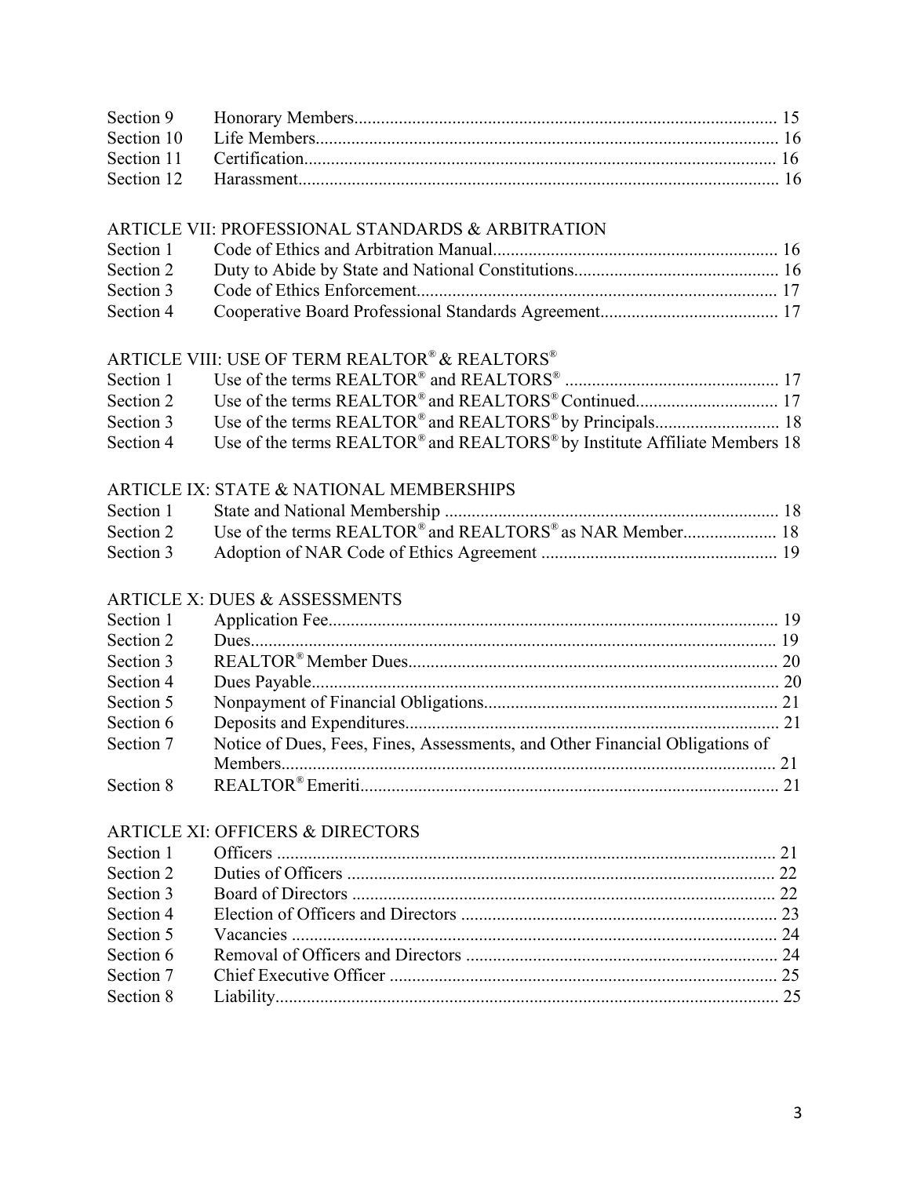| | | |
|---|---|---|
| Section 9 | Honorary Members | 15 |
| Section 10 | Life Members | 16 |
| Section 11 | Certification | 16 |
| Section 12 | Harassment | 16 |

ARTICLE VII: PROFESSIONAL STANDARDS & ARBITRATION

| | | |
|---|---|---|
| Section 1 | Code of Ethics and Arbitration Manual | 16 |
| Section 2 | Duty to Abide by State and National Constitutions | 16 |
| Section 3 | Code of Ethics Enforcement | 17 |
| Section 4 | Cooperative Board Professional Standards Agreement | 17 |

ARTICLE VIII: USE OF TERM REALTOR® & REALTORS®

| | | |
|---|---|---|
| Section 1 | Use of the terms REALTOR® and REALTORS® | 17 |
| Section 2 | Use of the terms REALTOR® and REALTORS® Continued | 17 |
| Section 3 | Use of the terms REALTOR® and REALTORS® by Principals | 18 |
| Section 4 | Use of the terms REALTOR® and REALTORS® by Institute Affiliate Members | 18 |

ARTICLE IX: STATE & NATIONAL MEMBERSHIPS

| | | |
|---|---|---|
| Section 1 | State and National Membership | 18 |
| Section 2 | Use of the terms REALTOR® and REALTORS® as NAR Member | 18 |
| Section 3 | Adoption of NAR Code of Ethics Agreement | 19 |

ARTICLE X: DUES & ASSESSMENTS

| | | |
|---|---|---|
| Section 1 | Application Fee | 19 |
| Section 2 | Dues | 19 |
| Section 3 | REALTOR® Member Dues | 20 |
| Section 4 | Dues Payable | 20 |
| Section 5 | Nonpayment of Financial Obligations | 21 |
| Section 6 | Deposits and Expenditures | 21 |
| Section 7 | Notice of Dues, Fees, Fines, Assessments, and Other Financial Obligations of Members | 21 |
| Section 8 | REALTOR® Emeriti | 21 |

ARTICLE XI: OFFICERS & DIRECTORS

| | | |
|---|---|---|
| Section 1 | Officers | 21 |
| Section 2 | Duties of Officers | 22 |
| Section 3 | Board of Directors | 22 |
| Section 4 | Election of Officers and Directors | 23 |
| Section 5 | Vacancies | 24 |
| Section 6 | Removal of Officers and Directors | 24 |
| Section 7 | Chief Executive Officer | 25 |
| Section 8 | Liability | 25 |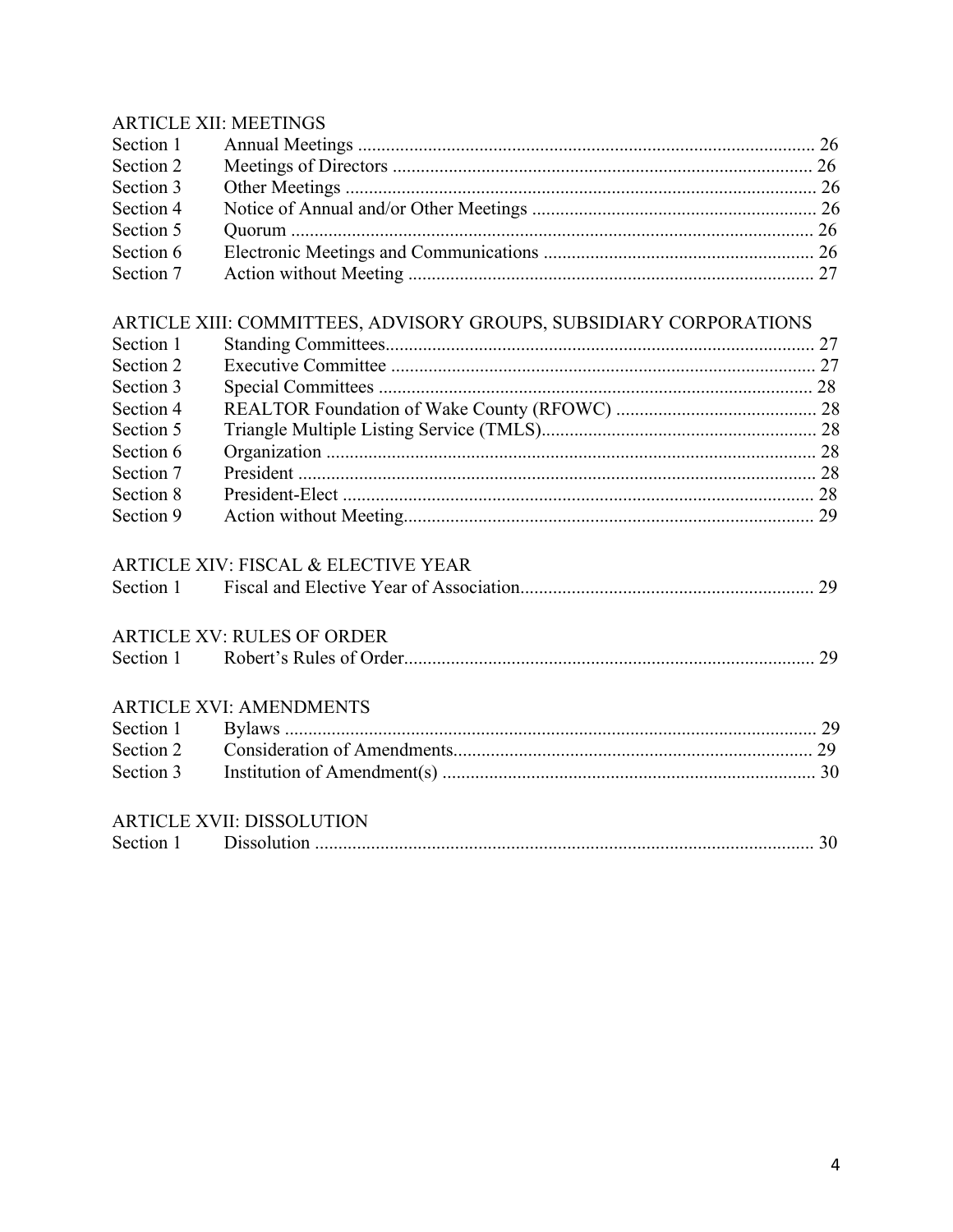ARTICLE XII: MEETINGS

| | | |
|---|---|---|
| Section 1 | Annual Meetings | 26 |
| Section 2 | Meetings of Directors | 26 |
| Section 3 | Other Meetings | 26 |
| Section 4 | Notice of Annual and/or Other Meetings | 26 |
| Section 5 | Quorum | 26 |
| Section 6 | Electronic Meetings and Communications | 26 |
| Section 7 | Action without Meeting | 27 |

ARTICLE XIII: COMMITTEES, ADVISORY GROUPS, SUBSIDIARY CORPORATIONS

| | | |
|---|---|---|
| Section 1 | Standing Committees | 27 |
| Section 2 | Executive Committee | 27 |
| Section 3 | Special Committees | 28 |
| Section 4 | REALTOR Foundation of Wake County (RFOWC) | 28 |
| Section 5 | Triangle Multiple Listing Service (TMLS) | 28 |
| Section 6 | Organization | 28 |
| Section 7 | President | 28 |
| Section 8 | President-Elect | 28 |
| Section 9 | Action without Meeting | 29 |

ARTICLE XIV: FISCAL & ELECTIVE YEAR

| | | |
|---|---|---|
| Section 1 | Fiscal and Elective Year of Association | 29 |

ARTICLE XV: RULES OF ORDER

| | | |
|---|---|---|
| Section 1 | Robert's Rules of Order | 29 |

ARTICLE XVI: AMENDMENTS

| | | |
|---|---|---|
| Section 1 | Bylaws | 29 |
| Section 2 | Consideration of Amendments | 29 |
| Section 3 | Institution of Amendment(s) | 30 |

ARTICLE XVII: DISSOLUTION

| | | |
|---|---|---|
| Section 1 | Dissolution | 30 |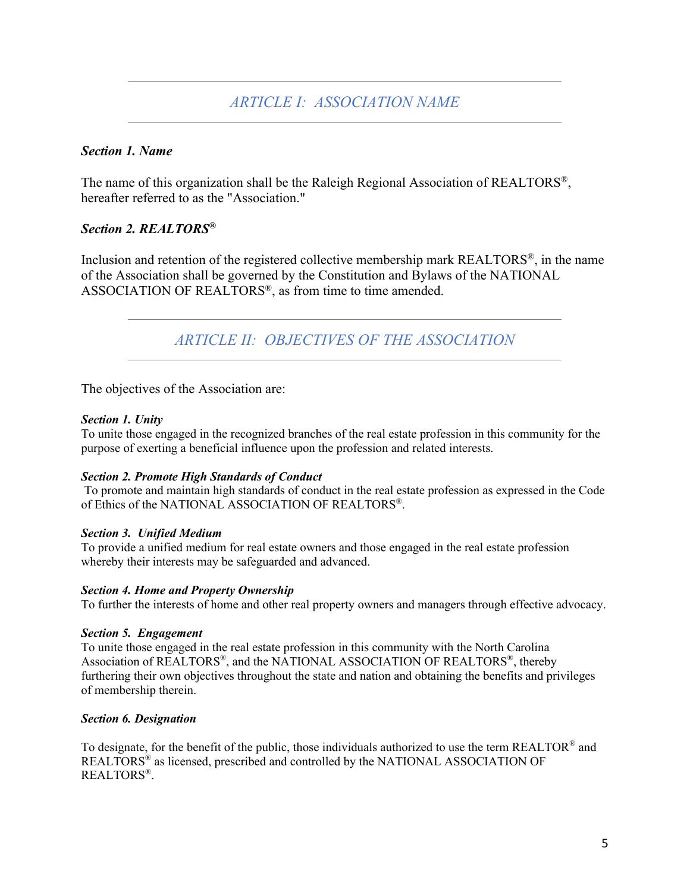## *ARTICLE I: ASSOCIATION NAME*

***Section 1. Name***

The name of this organization shall be the Raleigh Regional Association of REALTORS®, hereafter referred to as the "Association."

***Section 2. REALTORS®***

Inclusion and retention of the registered collective membership mark REALTORS®, in the name of the Association shall be governed by the Constitution and Bylaws of the NATIONAL ASSOCIATION OF REALTORS®, as from time to time amended.

## *ARTICLE II: OBJECTIVES OF THE ASSOCIATION*

The objectives of the Association are:

***Section 1. Unity***
To unite those engaged in the recognized branches of the real estate profession in this community for the purpose of exerting a beneficial influence upon the profession and related interests.

***Section 2. Promote High Standards of Conduct***
To promote and maintain high standards of conduct in the real estate profession as expressed in the Code of Ethics of the NATIONAL ASSOCIATION OF REALTORS®.

***Section 3. Unified Medium***
To provide a unified medium for real estate owners and those engaged in the real estate profession whereby their interests may be safeguarded and advanced.

***Section 4. Home and Property Ownership***
To further the interests of home and other real property owners and managers through effective advocacy.

***Section 5. Engagement***
To unite those engaged in the real estate profession in this community with the North Carolina Association of REALTORS®, and the NATIONAL ASSOCIATION OF REALTORS®, thereby furthering their own objectives throughout the state and nation and obtaining the benefits and privileges of membership therein.

***Section 6. Designation***

To designate, for the benefit of the public, those individuals authorized to use the term REALTOR® and REALTORS® as licensed, prescribed and controlled by the NATIONAL ASSOCIATION OF REALTORS®.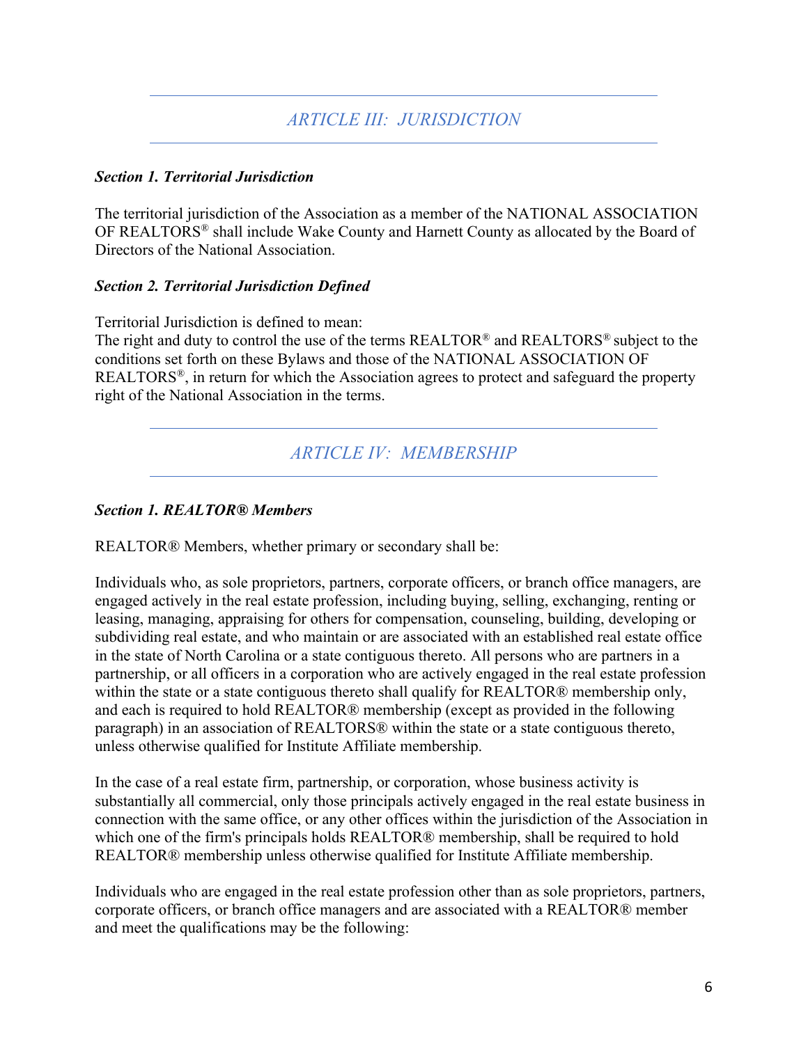## *ARTICLE III: JURISDICTION*

***Section 1. Territorial Jurisdiction***

The territorial jurisdiction of the Association as a member of the NATIONAL ASSOCIATION OF REALTORS® shall include Wake County and Harnett County as allocated by the Board of Directors of the National Association.

***Section 2. Territorial Jurisdiction Defined***

Territorial Jurisdiction is defined to mean:
The right and duty to control the use of the terms REALTOR® and REALTORS® subject to the conditions set forth on these Bylaws and those of the NATIONAL ASSOCIATION OF REALTORS®, in return for which the Association agrees to protect and safeguard the property right of the National Association in the terms.

## *ARTICLE IV: MEMBERSHIP*

***Section 1. REALTOR® Members***

REALTOR® Members, whether primary or secondary shall be:

Individuals who, as sole proprietors, partners, corporate officers, or branch office managers, are engaged actively in the real estate profession, including buying, selling, exchanging, renting or leasing, managing, appraising for others for compensation, counseling, building, developing or subdividing real estate, and who maintain or are associated with an established real estate office in the state of North Carolina or a state contiguous thereto. All persons who are partners in a partnership, or all officers in a corporation who are actively engaged in the real estate profession within the state or a state contiguous thereto shall qualify for REALTOR® membership only, and each is required to hold REALTOR® membership (except as provided in the following paragraph) in an association of REALTORS® within the state or a state contiguous thereto, unless otherwise qualified for Institute Affiliate membership.

In the case of a real estate firm, partnership, or corporation, whose business activity is substantially all commercial, only those principals actively engaged in the real estate business in connection with the same office, or any other offices within the jurisdiction of the Association in which one of the firm's principals holds REALTOR® membership, shall be required to hold REALTOR® membership unless otherwise qualified for Institute Affiliate membership.

Individuals who are engaged in the real estate profession other than as sole proprietors, partners, corporate officers, or branch office managers and are associated with a REALTOR® member and meet the qualifications may be the following: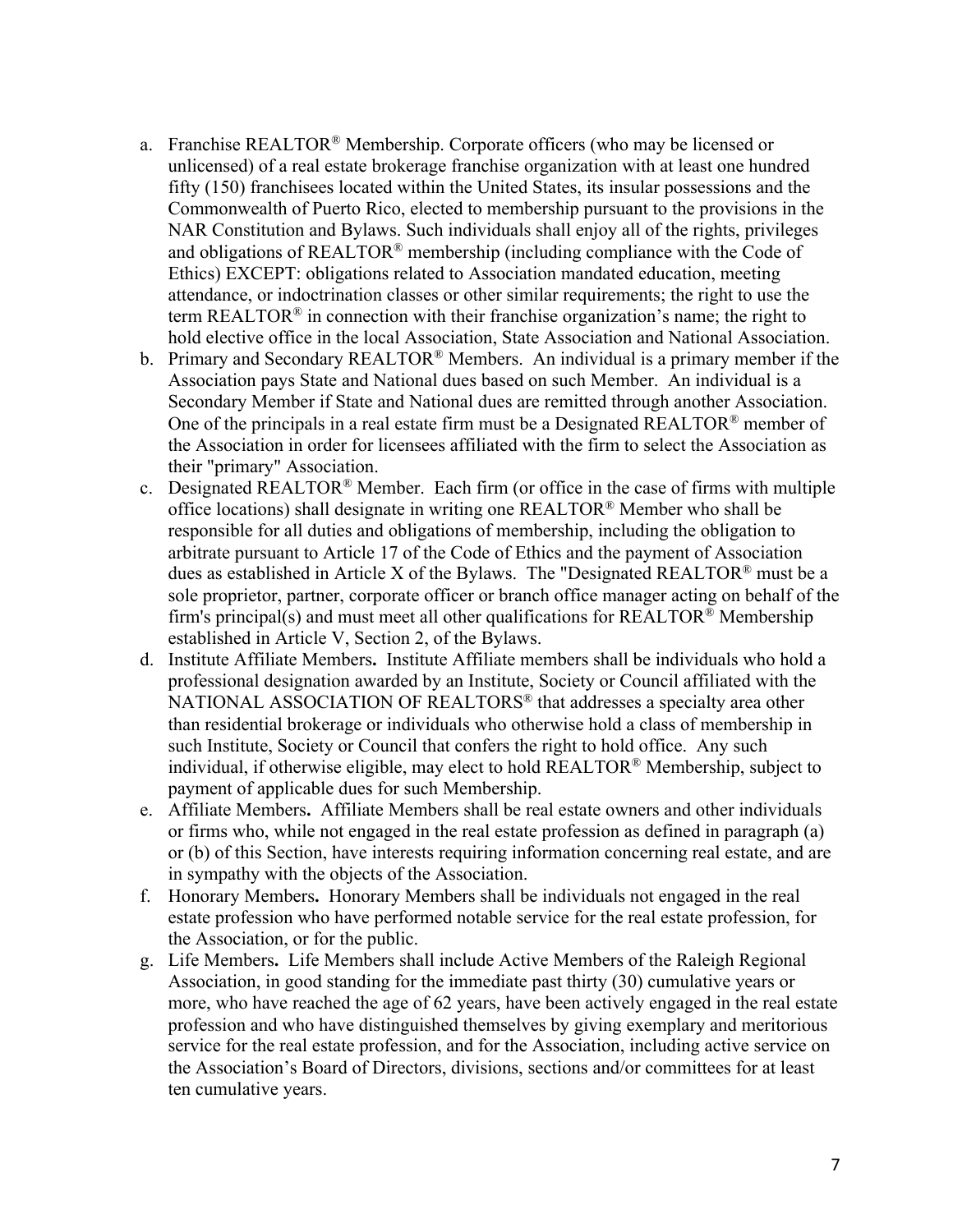a. Franchise REALTOR® Membership. Corporate officers (who may be licensed or unlicensed) of a real estate brokerage franchise organization with at least one hundred fifty (150) franchisees located within the United States, its insular possessions and the Commonwealth of Puerto Rico, elected to membership pursuant to the provisions in the NAR Constitution and Bylaws. Such individuals shall enjoy all of the rights, privileges and obligations of REALTOR® membership (including compliance with the Code of Ethics) EXCEPT: obligations related to Association mandated education, meeting attendance, or indoctrination classes or other similar requirements; the right to use the term REALTOR® in connection with their franchise organization's name; the right to hold elective office in the local Association, State Association and National Association.

b. Primary and Secondary REALTOR® Members. An individual is a primary member if the Association pays State and National dues based on such Member. An individual is a Secondary Member if State and National dues are remitted through another Association. One of the principals in a real estate firm must be a Designated REALTOR® member of the Association in order for licensees affiliated with the firm to select the Association as their "primary" Association.

c. Designated REALTOR® Member. Each firm (or office in the case of firms with multiple office locations) shall designate in writing one REALTOR® Member who shall be responsible for all duties and obligations of membership, including the obligation to arbitrate pursuant to Article 17 of the Code of Ethics and the payment of Association dues as established in Article X of the Bylaws. The "Designated REALTOR® must be a sole proprietor, partner, corporate officer or branch office manager acting on behalf of the firm's principal(s) and must meet all other qualifications for REALTOR® Membership established in Article V, Section 2, of the Bylaws.

d. Institute Affiliate Members**.** Institute Affiliate members shall be individuals who hold a professional designation awarded by an Institute, Society or Council affiliated with the NATIONAL ASSOCIATION OF REALTORS® that addresses a specialty area other than residential brokerage or individuals who otherwise hold a class of membership in such Institute, Society or Council that confers the right to hold office. Any such individual, if otherwise eligible, may elect to hold REALTOR® Membership, subject to payment of applicable dues for such Membership.

e. Affiliate Members**.** Affiliate Members shall be real estate owners and other individuals or firms who, while not engaged in the real estate profession as defined in paragraph (a) or (b) of this Section, have interests requiring information concerning real estate, and are in sympathy with the objects of the Association.

f. Honorary Members**.** Honorary Members shall be individuals not engaged in the real estate profession who have performed notable service for the real estate profession, for the Association, or for the public.

g. Life Members**.** Life Members shall include Active Members of the Raleigh Regional Association, in good standing for the immediate past thirty (30) cumulative years or more, who have reached the age of 62 years, have been actively engaged in the real estate profession and who have distinguished themselves by giving exemplary and meritorious service for the real estate profession, and for the Association, including active service on the Association's Board of Directors, divisions, sections and/or committees for at least ten cumulative years.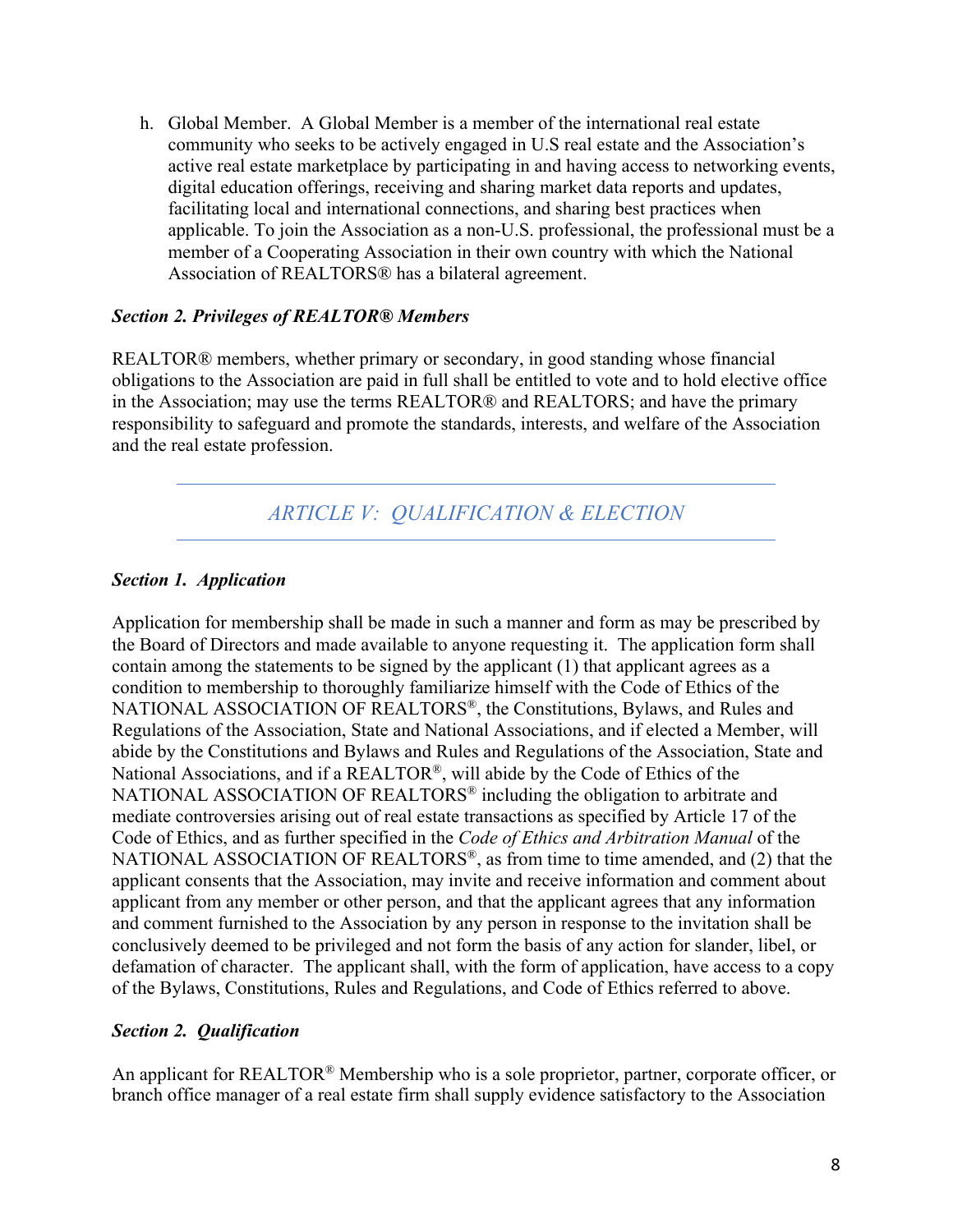h. Global Member. A Global Member is a member of the international real estate community who seeks to be actively engaged in U.S real estate and the Association's active real estate marketplace by participating in and having access to networking events, digital education offerings, receiving and sharing market data reports and updates, facilitating local and international connections, and sharing best practices when applicable. To join the Association as a non-U.S. professional, the professional must be a member of a Cooperating Association in their own country with which the National Association of REALTORS® has a bilateral agreement.

***Section 2. Privileges of REALTOR® Members***

REALTOR® members, whether primary or secondary, in good standing whose financial obligations to the Association are paid in full shall be entitled to vote and to hold elective office in the Association; may use the terms REALTOR® and REALTORS; and have the primary responsibility to safeguard and promote the standards, interests, and welfare of the Association and the real estate profession.

## *ARTICLE V: QUALIFICATION & ELECTION*

***Section 1. Application***

Application for membership shall be made in such a manner and form as may be prescribed by the Board of Directors and made available to anyone requesting it. The application form shall contain among the statements to be signed by the applicant (1) that applicant agrees as a condition to membership to thoroughly familiarize himself with the Code of Ethics of the NATIONAL ASSOCIATION OF REALTORS®, the Constitutions, Bylaws, and Rules and Regulations of the Association, State and National Associations, and if elected a Member, will abide by the Constitutions and Bylaws and Rules and Regulations of the Association, State and National Associations, and if a REALTOR®, will abide by the Code of Ethics of the NATIONAL ASSOCIATION OF REALTORS® including the obligation to arbitrate and mediate controversies arising out of real estate transactions as specified by Article 17 of the Code of Ethics, and as further specified in the *Code of Ethics and Arbitration Manual* of the NATIONAL ASSOCIATION OF REALTORS®, as from time to time amended, and (2) that the applicant consents that the Association, may invite and receive information and comment about applicant from any member or other person, and that the applicant agrees that any information and comment furnished to the Association by any person in response to the invitation shall be conclusively deemed to be privileged and not form the basis of any action for slander, libel, or defamation of character. The applicant shall, with the form of application, have access to a copy of the Bylaws, Constitutions, Rules and Regulations, and Code of Ethics referred to above.

***Section 2. Qualification***

An applicant for REALTOR® Membership who is a sole proprietor, partner, corporate officer, or branch office manager of a real estate firm shall supply evidence satisfactory to the Association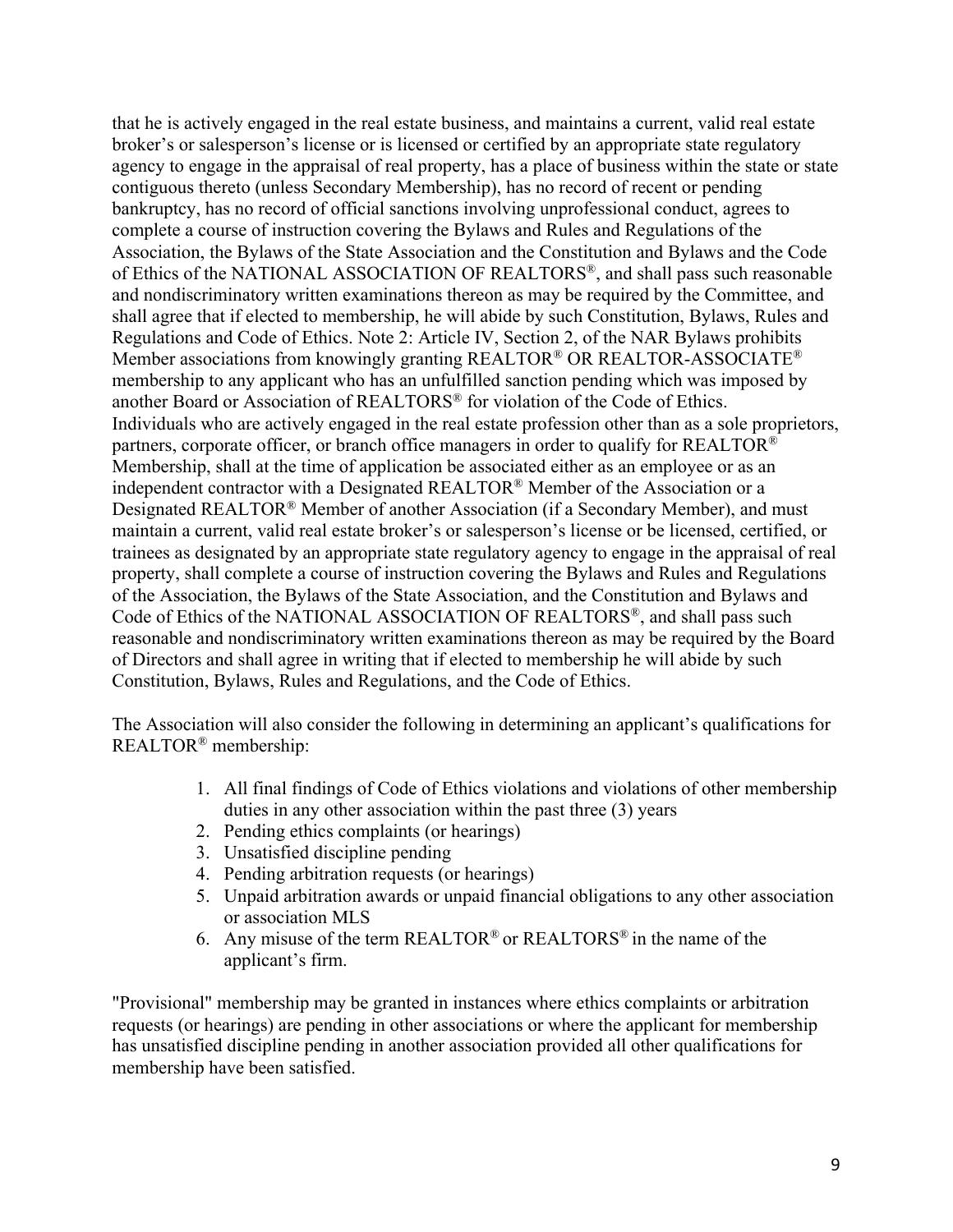that he is actively engaged in the real estate business, and maintains a current, valid real estate broker's or salesperson's license or is licensed or certified by an appropriate state regulatory agency to engage in the appraisal of real property, has a place of business within the state or state contiguous thereto (unless Secondary Membership), has no record of recent or pending bankruptcy, has no record of official sanctions involving unprofessional conduct, agrees to complete a course of instruction covering the Bylaws and Rules and Regulations of the Association, the Bylaws of the State Association and the Constitution and Bylaws and the Code of Ethics of the NATIONAL ASSOCIATION OF REALTORS®, and shall pass such reasonable and nondiscriminatory written examinations thereon as may be required by the Committee, and shall agree that if elected to membership, he will abide by such Constitution, Bylaws, Rules and Regulations and Code of Ethics. Note 2: Article IV, Section 2, of the NAR Bylaws prohibits Member associations from knowingly granting REALTOR® OR REALTOR-ASSOCIATE® membership to any applicant who has an unfulfilled sanction pending which was imposed by another Board or Association of REALTORS® for violation of the Code of Ethics. Individuals who are actively engaged in the real estate profession other than as a sole proprietors, partners, corporate officer, or branch office managers in order to qualify for REALTOR® Membership, shall at the time of application be associated either as an employee or as an independent contractor with a Designated REALTOR® Member of the Association or a Designated REALTOR® Member of another Association (if a Secondary Member), and must maintain a current, valid real estate broker's or salesperson's license or be licensed, certified, or trainees as designated by an appropriate state regulatory agency to engage in the appraisal of real property, shall complete a course of instruction covering the Bylaws and Rules and Regulations of the Association, the Bylaws of the State Association, and the Constitution and Bylaws and Code of Ethics of the NATIONAL ASSOCIATION OF REALTORS®, and shall pass such reasonable and nondiscriminatory written examinations thereon as may be required by the Board of Directors and shall agree in writing that if elected to membership he will abide by such Constitution, Bylaws, Rules and Regulations, and the Code of Ethics.

The Association will also consider the following in determining an applicant's qualifications for REALTOR® membership:

1. All final findings of Code of Ethics violations and violations of other membership duties in any other association within the past three (3) years
2. Pending ethics complaints (or hearings)
3. Unsatisfied discipline pending
4. Pending arbitration requests (or hearings)
5. Unpaid arbitration awards or unpaid financial obligations to any other association or association MLS
6. Any misuse of the term REALTOR® or REALTORS® in the name of the applicant's firm.

"Provisional" membership may be granted in instances where ethics complaints or arbitration requests (or hearings) are pending in other associations or where the applicant for membership has unsatisfied discipline pending in another association provided all other qualifications for membership have been satisfied.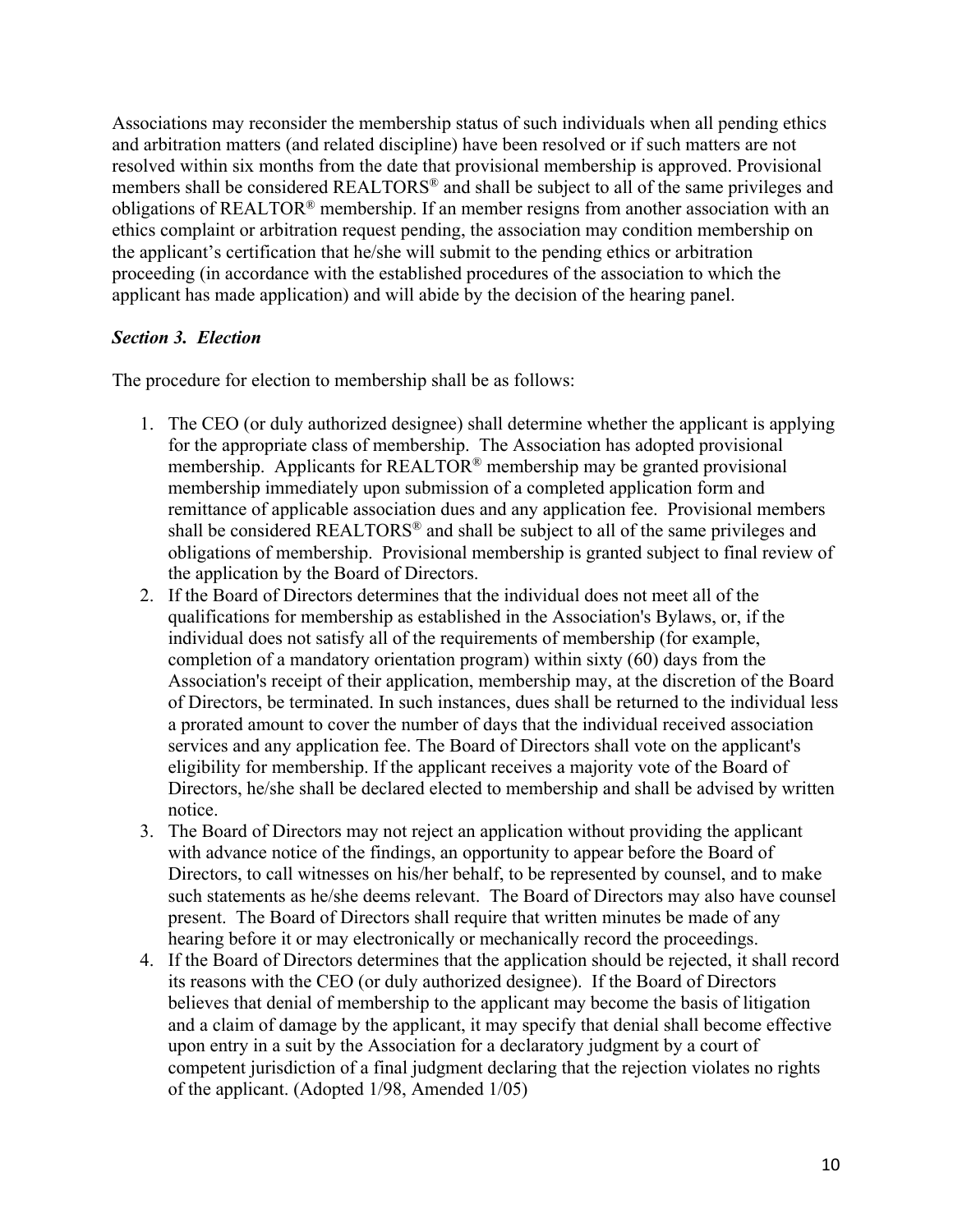Associations may reconsider the membership status of such individuals when all pending ethics and arbitration matters (and related discipline) have been resolved or if such matters are not resolved within six months from the date that provisional membership is approved. Provisional members shall be considered REALTORS® and shall be subject to all of the same privileges and obligations of REALTOR® membership. If an member resigns from another association with an ethics complaint or arbitration request pending, the association may condition membership on the applicant's certification that he/she will submit to the pending ethics or arbitration proceeding (in accordance with the established procedures of the association to which the applicant has made application) and will abide by the decision of the hearing panel.

### *Section 3. Election*

The procedure for election to membership shall be as follows:

1. The CEO (or duly authorized designee) shall determine whether the applicant is applying for the appropriate class of membership. The Association has adopted provisional membership. Applicants for REALTOR® membership may be granted provisional membership immediately upon submission of a completed application form and remittance of applicable association dues and any application fee. Provisional members shall be considered REALTORS® and shall be subject to all of the same privileges and obligations of membership. Provisional membership is granted subject to final review of the application by the Board of Directors.
2. If the Board of Directors determines that the individual does not meet all of the qualifications for membership as established in the Association's Bylaws, or, if the individual does not satisfy all of the requirements of membership (for example, completion of a mandatory orientation program) within sixty (60) days from the Association's receipt of their application, membership may, at the discretion of the Board of Directors, be terminated. In such instances, dues shall be returned to the individual less a prorated amount to cover the number of days that the individual received association services and any application fee. The Board of Directors shall vote on the applicant's eligibility for membership. If the applicant receives a majority vote of the Board of Directors, he/she shall be declared elected to membership and shall be advised by written notice.
3. The Board of Directors may not reject an application without providing the applicant with advance notice of the findings, an opportunity to appear before the Board of Directors, to call witnesses on his/her behalf, to be represented by counsel, and to make such statements as he/she deems relevant. The Board of Directors may also have counsel present. The Board of Directors shall require that written minutes be made of any hearing before it or may electronically or mechanically record the proceedings.
4. If the Board of Directors determines that the application should be rejected, it shall record its reasons with the CEO (or duly authorized designee). If the Board of Directors believes that denial of membership to the applicant may become the basis of litigation and a claim of damage by the applicant, it may specify that denial shall become effective upon entry in a suit by the Association for a declaratory judgment by a court of competent jurisdiction of a final judgment declaring that the rejection violates no rights of the applicant. (Adopted 1/98, Amended 1/05)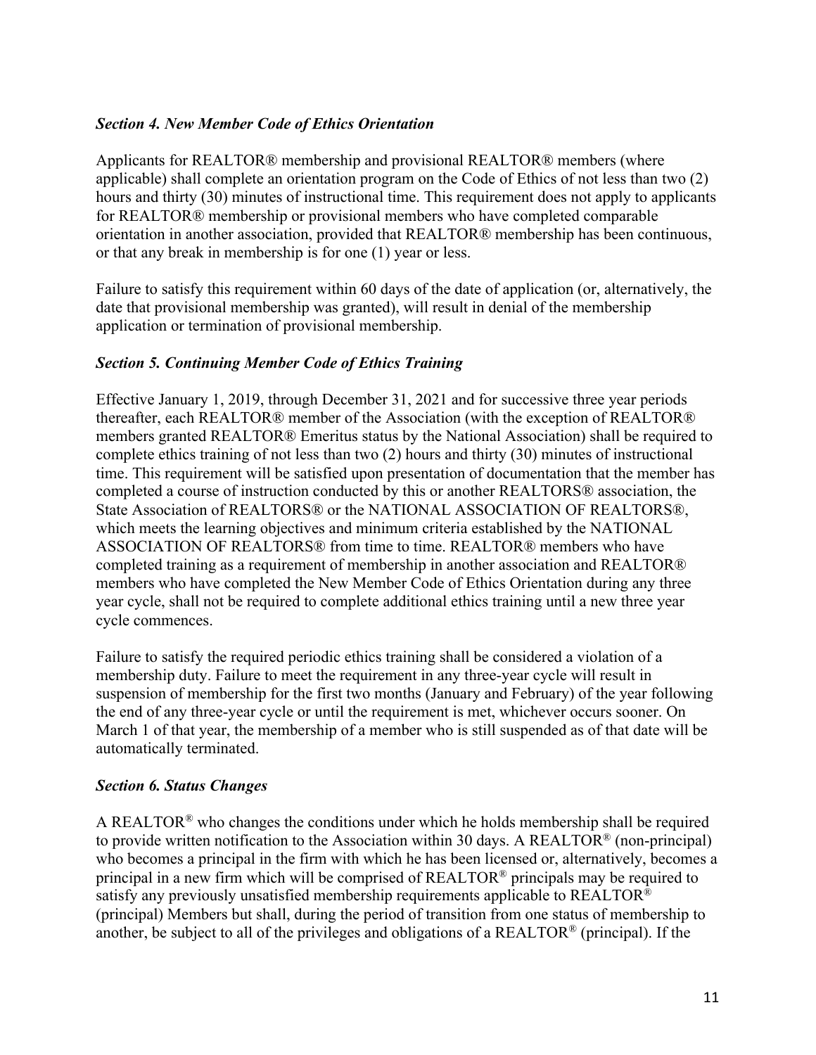### *Section 4. New Member Code of Ethics Orientation*

Applicants for REALTOR® membership and provisional REALTOR® members (where applicable) shall complete an orientation program on the Code of Ethics of not less than two (2) hours and thirty (30) minutes of instructional time. This requirement does not apply to applicants for REALTOR® membership or provisional members who have completed comparable orientation in another association, provided that REALTOR® membership has been continuous, or that any break in membership is for one (1) year or less.

Failure to satisfy this requirement within 60 days of the date of application (or, alternatively, the date that provisional membership was granted), will result in denial of the membership application or termination of provisional membership.

### *Section 5. Continuing Member Code of Ethics Training*

Effective January 1, 2019, through December 31, 2021 and for successive three year periods thereafter, each REALTOR® member of the Association (with the exception of REALTOR® members granted REALTOR® Emeritus status by the National Association) shall be required to complete ethics training of not less than two (2) hours and thirty (30) minutes of instructional time. This requirement will be satisfied upon presentation of documentation that the member has completed a course of instruction conducted by this or another REALTORS® association, the State Association of REALTORS® or the NATIONAL ASSOCIATION OF REALTORS®, which meets the learning objectives and minimum criteria established by the NATIONAL ASSOCIATION OF REALTORS® from time to time. REALTOR® members who have completed training as a requirement of membership in another association and REALTOR® members who have completed the New Member Code of Ethics Orientation during any three year cycle, shall not be required to complete additional ethics training until a new three year cycle commences.

Failure to satisfy the required periodic ethics training shall be considered a violation of a membership duty. Failure to meet the requirement in any three-year cycle will result in suspension of membership for the first two months (January and February) of the year following the end of any three-year cycle or until the requirement is met, whichever occurs sooner. On March 1 of that year, the membership of a member who is still suspended as of that date will be automatically terminated.

### *Section 6. Status Changes*

A REALTOR® who changes the conditions under which he holds membership shall be required to provide written notification to the Association within 30 days. A REALTOR® (non-principal) who becomes a principal in the firm with which he has been licensed or, alternatively, becomes a principal in a new firm which will be comprised of REALTOR® principals may be required to satisfy any previously unsatisfied membership requirements applicable to REALTOR® (principal) Members but shall, during the period of transition from one status of membership to another, be subject to all of the privileges and obligations of a REALTOR® (principal). If the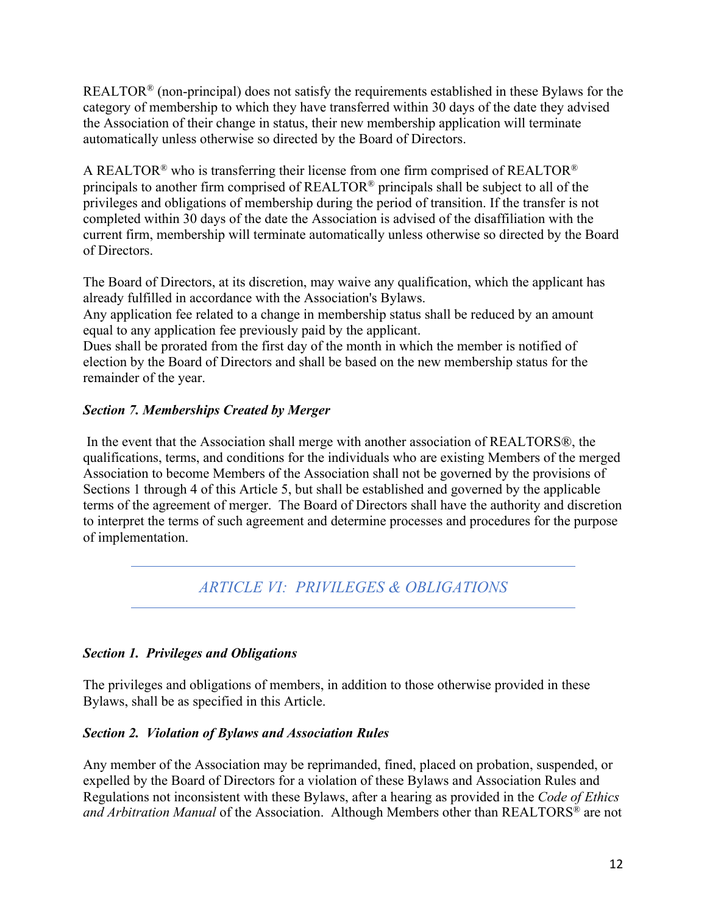REALTOR® (non-principal) does not satisfy the requirements established in these Bylaws for the category of membership to which they have transferred within 30 days of the date they advised the Association of their change in status, their new membership application will terminate automatically unless otherwise so directed by the Board of Directors.

A REALTOR® who is transferring their license from one firm comprised of REALTOR® principals to another firm comprised of REALTOR® principals shall be subject to all of the privileges and obligations of membership during the period of transition. If the transfer is not completed within 30 days of the date the Association is advised of the disaffiliation with the current firm, membership will terminate automatically unless otherwise so directed by the Board of Directors.

The Board of Directors, at its discretion, may waive any qualification, which the applicant has already fulfilled in accordance with the Association's Bylaws.
Any application fee related to a change in membership status shall be reduced by an amount equal to any application fee previously paid by the applicant.
Dues shall be prorated from the first day of the month in which the member is notified of election by the Board of Directors and shall be based on the new membership status for the remainder of the year.

***Section 7. Memberships Created by Merger***

In the event that the Association shall merge with another association of REALTORS®, the qualifications, terms, and conditions for the individuals who are existing Members of the merged Association to become Members of the Association shall not be governed by the provisions of Sections 1 through 4 of this Article 5, but shall be established and governed by the applicable terms of the agreement of merger. The Board of Directors shall have the authority and discretion to interpret the terms of such agreement and determine processes and procedures for the purpose of implementation.

## *ARTICLE VI: PRIVILEGES & OBLIGATIONS*

***Section 1. Privileges and Obligations***

The privileges and obligations of members, in addition to those otherwise provided in these Bylaws, shall be as specified in this Article.

***Section 2. Violation of Bylaws and Association Rules***

Any member of the Association may be reprimanded, fined, placed on probation, suspended, or expelled by the Board of Directors for a violation of these Bylaws and Association Rules and Regulations not inconsistent with these Bylaws, after a hearing as provided in the *Code of Ethics and Arbitration Manual* of the Association. Although Members other than REALTORS® are not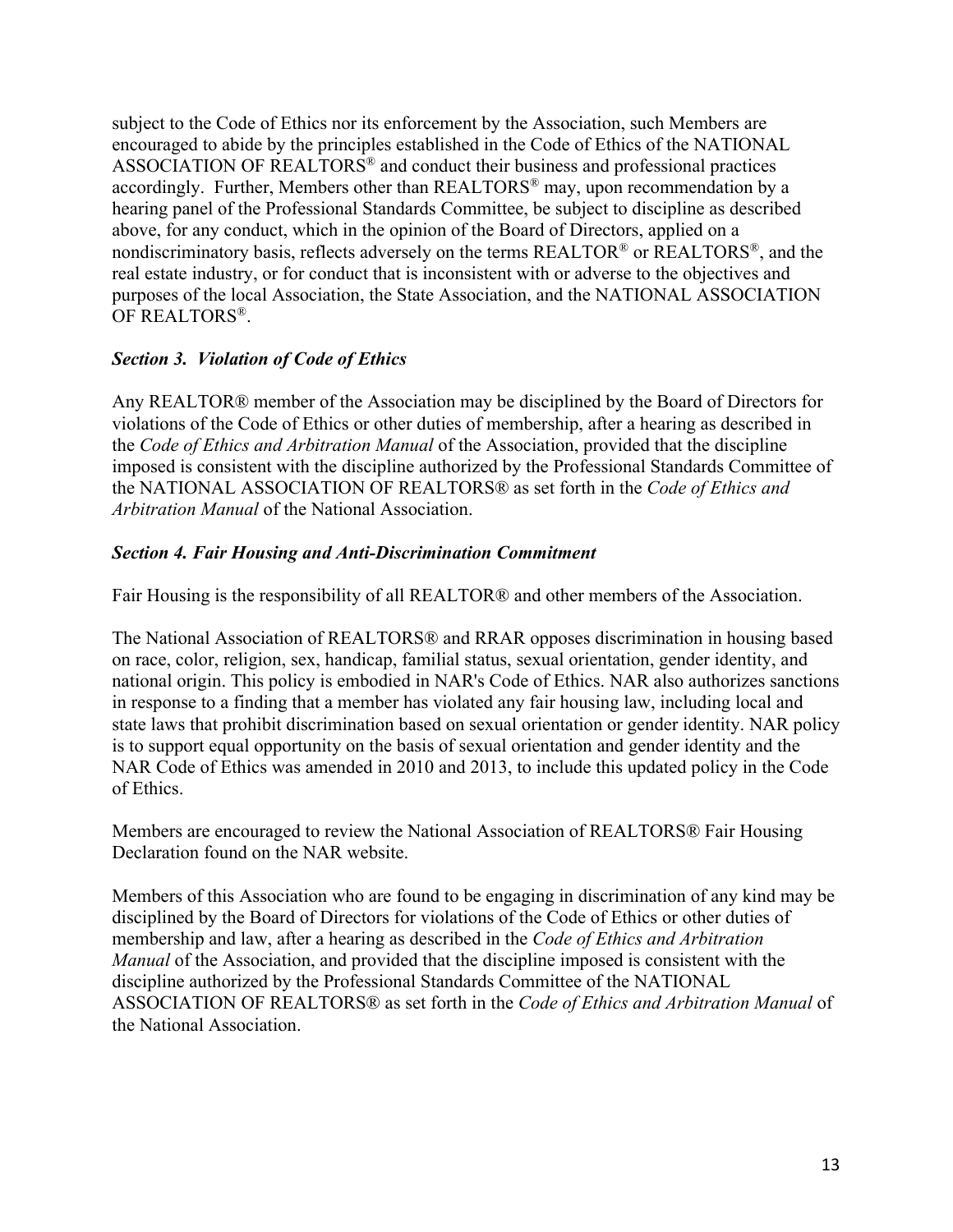subject to the Code of Ethics nor its enforcement by the Association, such Members are encouraged to abide by the principles established in the Code of Ethics of the NATIONAL ASSOCIATION OF REALTORS® and conduct their business and professional practices accordingly. Further, Members other than REALTORS® may, upon recommendation by a hearing panel of the Professional Standards Committee, be subject to discipline as described above, for any conduct, which in the opinion of the Board of Directors, applied on a nondiscriminatory basis, reflects adversely on the terms REALTOR® or REALTORS®, and the real estate industry, or for conduct that is inconsistent with or adverse to the objectives and purposes of the local Association, the State Association, and the NATIONAL ASSOCIATION OF REALTORS®.

***Section 3. Violation of Code of Ethics***

Any REALTOR® member of the Association may be disciplined by the Board of Directors for violations of the Code of Ethics or other duties of membership, after a hearing as described in the *Code of Ethics and Arbitration Manual* of the Association, provided that the discipline imposed is consistent with the discipline authorized by the Professional Standards Committee of the NATIONAL ASSOCIATION OF REALTORS® as set forth in the *Code of Ethics and Arbitration Manual* of the National Association.

***Section 4. Fair Housing and Anti-Discrimination Commitment***

Fair Housing is the responsibility of all REALTOR® and other members of the Association.

The National Association of REALTORS® and RRAR opposes discrimination in housing based on race, color, religion, sex, handicap, familial status, sexual orientation, gender identity, and national origin. This policy is embodied in NAR's Code of Ethics. NAR also authorizes sanctions in response to a finding that a member has violated any fair housing law, including local and state laws that prohibit discrimination based on sexual orientation or gender identity. NAR policy is to support equal opportunity on the basis of sexual orientation and gender identity and the NAR Code of Ethics was amended in 2010 and 2013, to include this updated policy in the Code of Ethics.

Members are encouraged to review the National Association of REALTORS® Fair Housing Declaration found on the NAR website.

Members of this Association who are found to be engaging in discrimination of any kind may be disciplined by the Board of Directors for violations of the Code of Ethics or other duties of membership and law, after a hearing as described in the *Code of Ethics and Arbitration Manual* of the Association, and provided that the discipline imposed is consistent with the discipline authorized by the Professional Standards Committee of the NATIONAL ASSOCIATION OF REALTORS® as set forth in the *Code of Ethics and Arbitration Manual* of the National Association.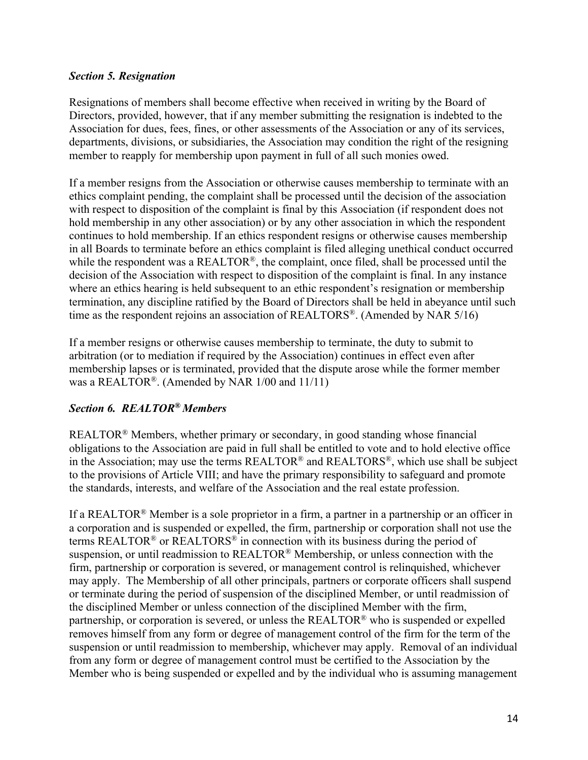***Section 5. Resignation***

Resignations of members shall become effective when received in writing by the Board of Directors, provided, however, that if any member submitting the resignation is indebted to the Association for dues, fees, fines, or other assessments of the Association or any of its services, departments, divisions, or subsidiaries, the Association may condition the right of the resigning member to reapply for membership upon payment in full of all such monies owed.

If a member resigns from the Association or otherwise causes membership to terminate with an ethics complaint pending, the complaint shall be processed until the decision of the association with respect to disposition of the complaint is final by this Association (if respondent does not hold membership in any other association) or by any other association in which the respondent continues to hold membership. If an ethics respondent resigns or otherwise causes membership in all Boards to terminate before an ethics complaint is filed alleging unethical conduct occurred while the respondent was a REALTOR®, the complaint, once filed, shall be processed until the decision of the Association with respect to disposition of the complaint is final. In any instance where an ethics hearing is held subsequent to an ethic respondent's resignation or membership termination, any discipline ratified by the Board of Directors shall be held in abeyance until such time as the respondent rejoins an association of REALTORS®. (Amended by NAR 5/16)

If a member resigns or otherwise causes membership to terminate, the duty to submit to arbitration (or to mediation if required by the Association) continues in effect even after membership lapses or is terminated, provided that the dispute arose while the former member was a REALTOR®. (Amended by NAR 1/00 and 11/11)

***Section 6. REALTOR® Members***

REALTOR® Members, whether primary or secondary, in good standing whose financial obligations to the Association are paid in full shall be entitled to vote and to hold elective office in the Association; may use the terms REALTOR® and REALTORS®, which use shall be subject to the provisions of Article VIII; and have the primary responsibility to safeguard and promote the standards, interests, and welfare of the Association and the real estate profession.

If a REALTOR® Member is a sole proprietor in a firm, a partner in a partnership or an officer in a corporation and is suspended or expelled, the firm, partnership or corporation shall not use the terms REALTOR® or REALTORS® in connection with its business during the period of suspension, or until readmission to REALTOR® Membership, or unless connection with the firm, partnership or corporation is severed, or management control is relinquished, whichever may apply. The Membership of all other principals, partners or corporate officers shall suspend or terminate during the period of suspension of the disciplined Member, or until readmission of the disciplined Member or unless connection of the disciplined Member with the firm, partnership, or corporation is severed, or unless the REALTOR® who is suspended or expelled removes himself from any form or degree of management control of the firm for the term of the suspension or until readmission to membership, whichever may apply. Removal of an individual from any form or degree of management control must be certified to the Association by the Member who is being suspended or expelled and by the individual who is assuming management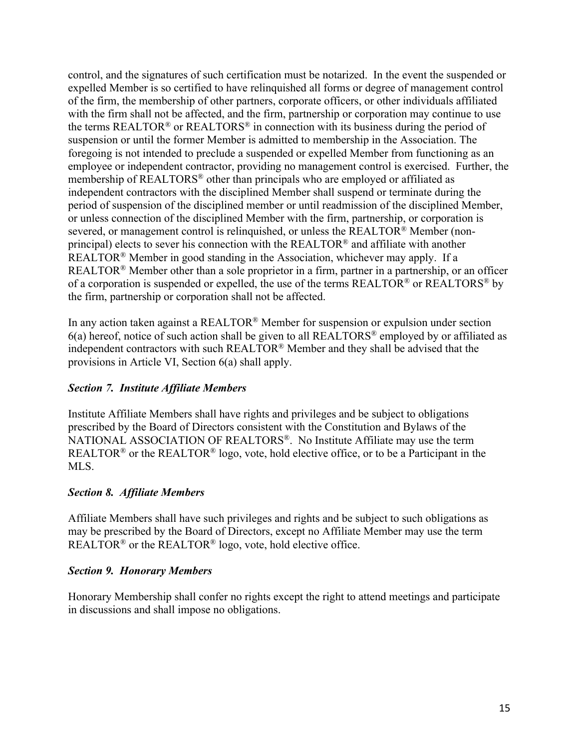control, and the signatures of such certification must be notarized. In the event the suspended or expelled Member is so certified to have relinquished all forms or degree of management control of the firm, the membership of other partners, corporate officers, or other individuals affiliated with the firm shall not be affected, and the firm, partnership or corporation may continue to use the terms REALTOR® or REALTORS® in connection with its business during the period of suspension or until the former Member is admitted to membership in the Association. The foregoing is not intended to preclude a suspended or expelled Member from functioning as an employee or independent contractor, providing no management control is exercised. Further, the membership of REALTORS® other than principals who are employed or affiliated as independent contractors with the disciplined Member shall suspend or terminate during the period of suspension of the disciplined member or until readmission of the disciplined Member, or unless connection of the disciplined Member with the firm, partnership, or corporation is severed, or management control is relinquished, or unless the REALTOR® Member (non-principal) elects to sever his connection with the REALTOR® and affiliate with another REALTOR® Member in good standing in the Association, whichever may apply. If a REALTOR® Member other than a sole proprietor in a firm, partner in a partnership, or an officer of a corporation is suspended or expelled, the use of the terms REALTOR® or REALTORS® by the firm, partnership or corporation shall not be affected.

In any action taken against a REALTOR® Member for suspension or expulsion under section 6(a) hereof, notice of such action shall be given to all REALTORS® employed by or affiliated as independent contractors with such REALTOR® Member and they shall be advised that the provisions in Article VI, Section 6(a) shall apply.

### *Section 7. Institute Affiliate Members*

Institute Affiliate Members shall have rights and privileges and be subject to obligations prescribed by the Board of Directors consistent with the Constitution and Bylaws of the NATIONAL ASSOCIATION OF REALTORS®. No Institute Affiliate may use the term REALTOR® or the REALTOR® logo, vote, hold elective office, or to be a Participant in the MLS.

### *Section 8. Affiliate Members*

Affiliate Members shall have such privileges and rights and be subject to such obligations as may be prescribed by the Board of Directors, except no Affiliate Member may use the term REALTOR® or the REALTOR® logo, vote, hold elective office.

### *Section 9. Honorary Members*

Honorary Membership shall confer no rights except the right to attend meetings and participate in discussions and shall impose no obligations.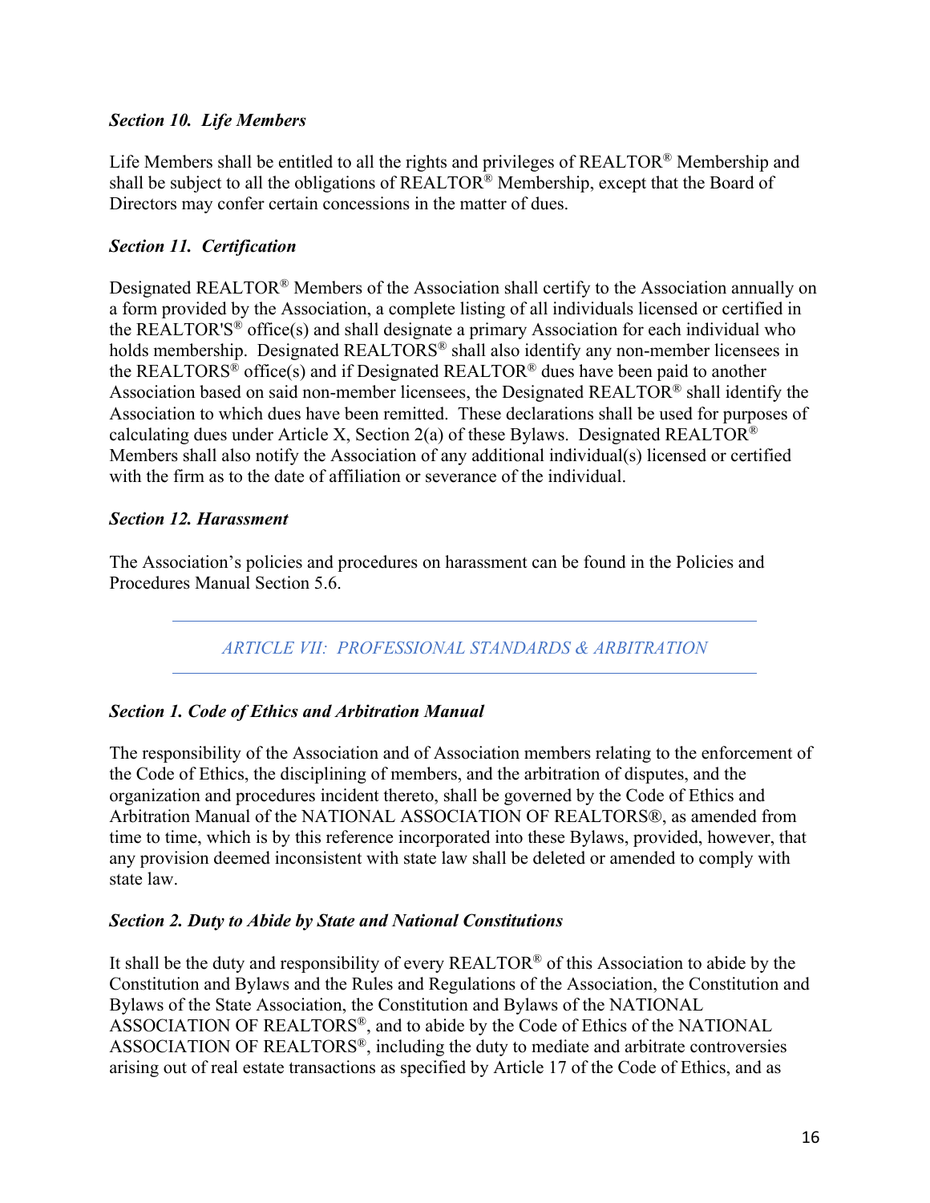### *Section 10. Life Members*

Life Members shall be entitled to all the rights and privileges of REALTOR® Membership and shall be subject to all the obligations of REALTOR® Membership, except that the Board of Directors may confer certain concessions in the matter of dues.

### *Section 11. Certification*

Designated REALTOR® Members of the Association shall certify to the Association annually on a form provided by the Association, a complete listing of all individuals licensed or certified in the REALTOR'S® office(s) and shall designate a primary Association for each individual who holds membership. Designated REALTORS® shall also identify any non-member licensees in the REALTORS® office(s) and if Designated REALTOR® dues have been paid to another Association based on said non-member licensees, the Designated REALTOR® shall identify the Association to which dues have been remitted. These declarations shall be used for purposes of calculating dues under Article X, Section 2(a) of these Bylaws. Designated REALTOR® Members shall also notify the Association of any additional individual(s) licensed or certified with the firm as to the date of affiliation or severance of the individual.

### *Section 12. Harassment*

The Association's policies and procedures on harassment can be found in the Policies and Procedures Manual Section 5.6.

## *ARTICLE VII: PROFESSIONAL STANDARDS & ARBITRATION*

### *Section 1. Code of Ethics and Arbitration Manual*

The responsibility of the Association and of Association members relating to the enforcement of the Code of Ethics, the disciplining of members, and the arbitration of disputes, and the organization and procedures incident thereto, shall be governed by the Code of Ethics and Arbitration Manual of the NATIONAL ASSOCIATION OF REALTORS®, as amended from time to time, which is by this reference incorporated into these Bylaws, provided, however, that any provision deemed inconsistent with state law shall be deleted or amended to comply with state law.

### *Section 2. Duty to Abide by State and National Constitutions*

It shall be the duty and responsibility of every REALTOR® of this Association to abide by the Constitution and Bylaws and the Rules and Regulations of the Association, the Constitution and Bylaws of the State Association, the Constitution and Bylaws of the NATIONAL ASSOCIATION OF REALTORS®, and to abide by the Code of Ethics of the NATIONAL ASSOCIATION OF REALTORS®, including the duty to mediate and arbitrate controversies arising out of real estate transactions as specified by Article 17 of the Code of Ethics, and as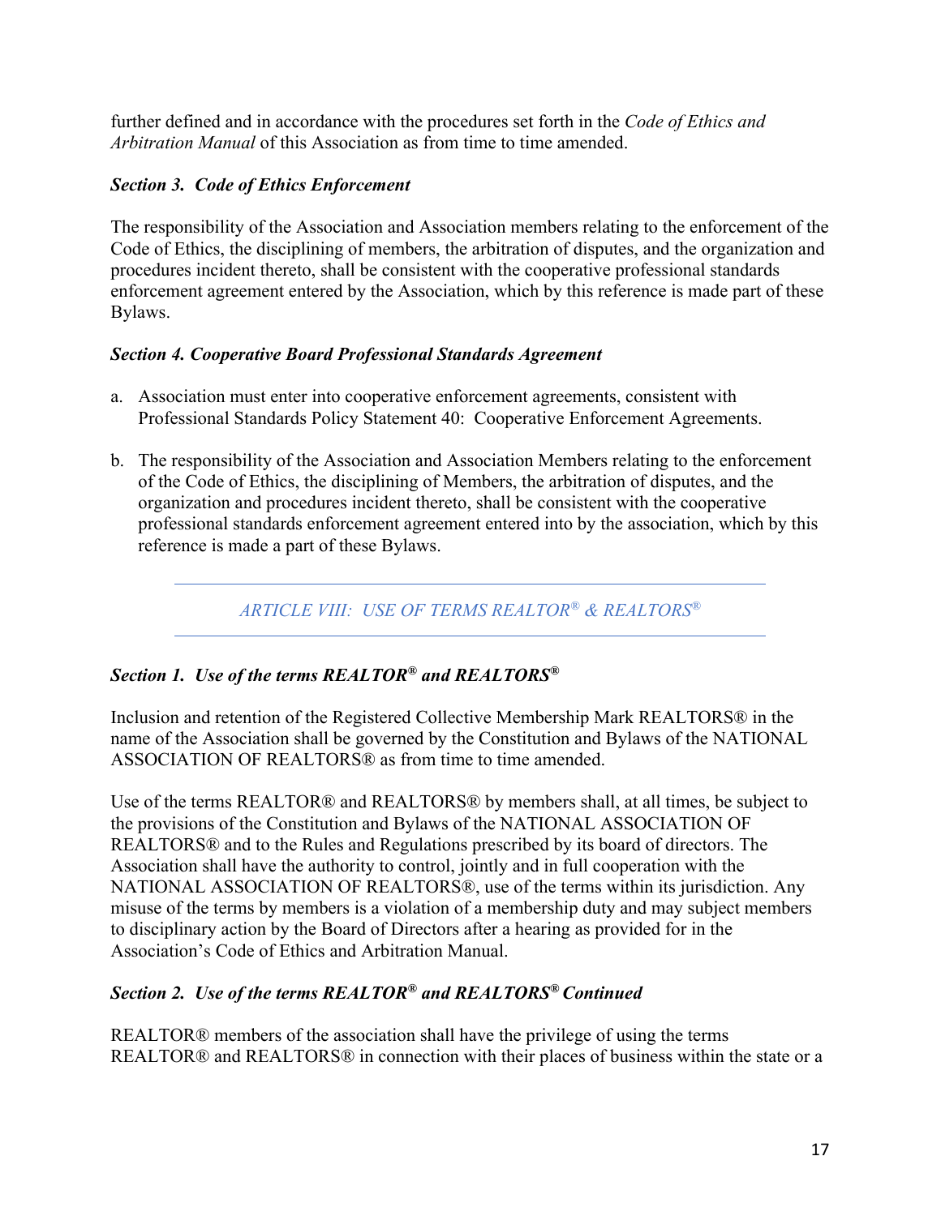further defined and in accordance with the procedures set forth in the *Code of Ethics and Arbitration Manual* of this Association as from time to time amended.

### *Section 3. Code of Ethics Enforcement*

The responsibility of the Association and Association members relating to the enforcement of the Code of Ethics, the disciplining of members, the arbitration of disputes, and the organization and procedures incident thereto, shall be consistent with the cooperative professional standards enforcement agreement entered by the Association, which by this reference is made part of these Bylaws.

### *Section 4. Cooperative Board Professional Standards Agreement*

a. Association must enter into cooperative enforcement agreements, consistent with Professional Standards Policy Statement 40: Cooperative Enforcement Agreements.

b. The responsibility of the Association and Association Members relating to the enforcement of the Code of Ethics, the disciplining of Members, the arbitration of disputes, and the organization and procedures incident thereto, shall be consistent with the cooperative professional standards enforcement agreement entered into by the association, which by this reference is made a part of these Bylaws.

## *ARTICLE VIII: USE OF TERMS REALTOR® & REALTORS®*

### *Section 1. Use of the terms REALTOR® and REALTORS®*

Inclusion and retention of the Registered Collective Membership Mark REALTORS® in the name of the Association shall be governed by the Constitution and Bylaws of the NATIONAL ASSOCIATION OF REALTORS® as from time to time amended.

Use of the terms REALTOR® and REALTORS® by members shall, at all times, be subject to the provisions of the Constitution and Bylaws of the NATIONAL ASSOCIATION OF REALTORS® and to the Rules and Regulations prescribed by its board of directors. The Association shall have the authority to control, jointly and in full cooperation with the NATIONAL ASSOCIATION OF REALTORS®, use of the terms within its jurisdiction. Any misuse of the terms by members is a violation of a membership duty and may subject members to disciplinary action by the Board of Directors after a hearing as provided for in the Association's Code of Ethics and Arbitration Manual.

### *Section 2. Use of the terms REALTOR® and REALTORS® Continued*

REALTOR® members of the association shall have the privilege of using the terms REALTOR® and REALTORS® in connection with their places of business within the state or a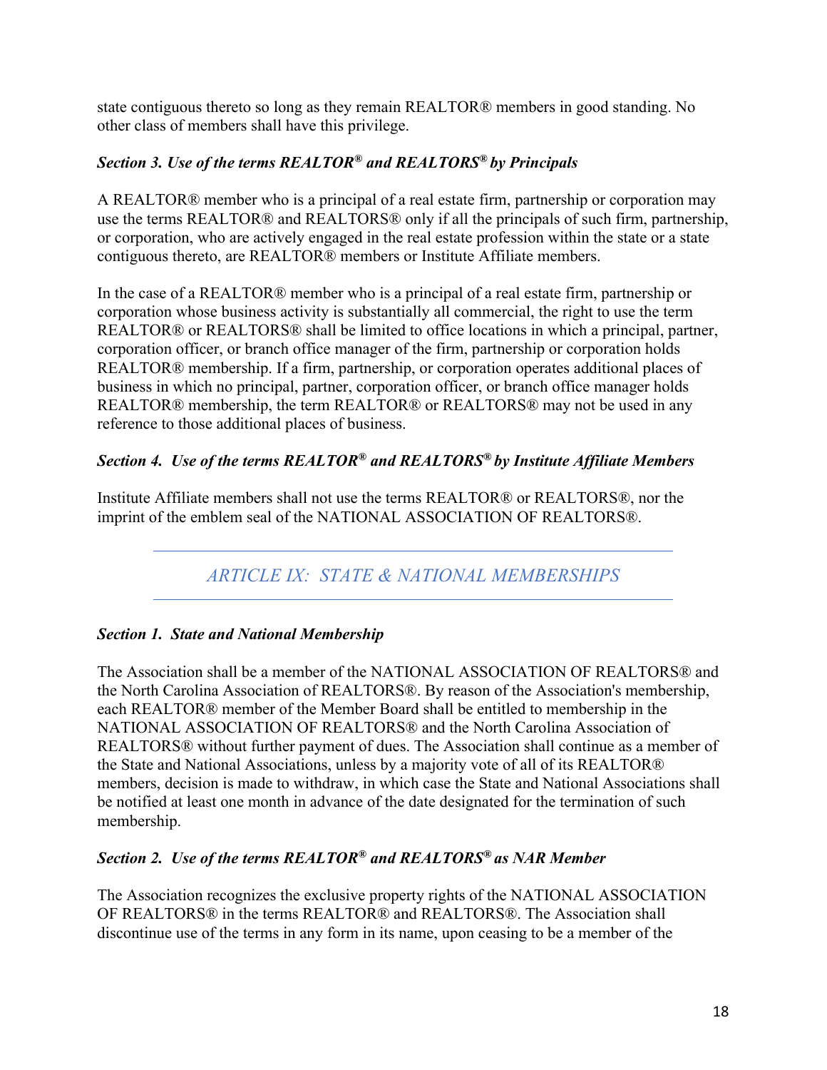state contiguous thereto so long as they remain REALTOR® members in good standing. No other class of members shall have this privilege.

### *Section 3. Use of the terms REALTOR® and REALTORS® by Principals*

A REALTOR® member who is a principal of a real estate firm, partnership or corporation may use the terms REALTOR® and REALTORS® only if all the principals of such firm, partnership, or corporation, who are actively engaged in the real estate profession within the state or a state contiguous thereto, are REALTOR® members or Institute Affiliate members.

In the case of a REALTOR® member who is a principal of a real estate firm, partnership or corporation whose business activity is substantially all commercial, the right to use the term REALTOR® or REALTORS® shall be limited to office locations in which a principal, partner, corporation officer, or branch office manager of the firm, partnership or corporation holds REALTOR® membership. If a firm, partnership, or corporation operates additional places of business in which no principal, partner, corporation officer, or branch office manager holds REALTOR® membership, the term REALTOR® or REALTORS® may not be used in any reference to those additional places of business.

### *Section 4. Use of the terms REALTOR® and REALTORS® by Institute Affiliate Members*

Institute Affiliate members shall not use the terms REALTOR® or REALTORS®, nor the imprint of the emblem seal of the NATIONAL ASSOCIATION OF REALTORS®.

## *ARTICLE IX: STATE & NATIONAL MEMBERSHIPS*

### *Section 1. State and National Membership*

The Association shall be a member of the NATIONAL ASSOCIATION OF REALTORS® and the North Carolina Association of REALTORS®. By reason of the Association's membership, each REALTOR® member of the Member Board shall be entitled to membership in the NATIONAL ASSOCIATION OF REALTORS® and the North Carolina Association of REALTORS® without further payment of dues. The Association shall continue as a member of the State and National Associations, unless by a majority vote of all of its REALTOR® members, decision is made to withdraw, in which case the State and National Associations shall be notified at least one month in advance of the date designated for the termination of such membership.

### *Section 2. Use of the terms REALTOR® and REALTORS® as NAR Member*

The Association recognizes the exclusive property rights of the NATIONAL ASSOCIATION OF REALTORS® in the terms REALTOR® and REALTORS®. The Association shall discontinue use of the terms in any form in its name, upon ceasing to be a member of the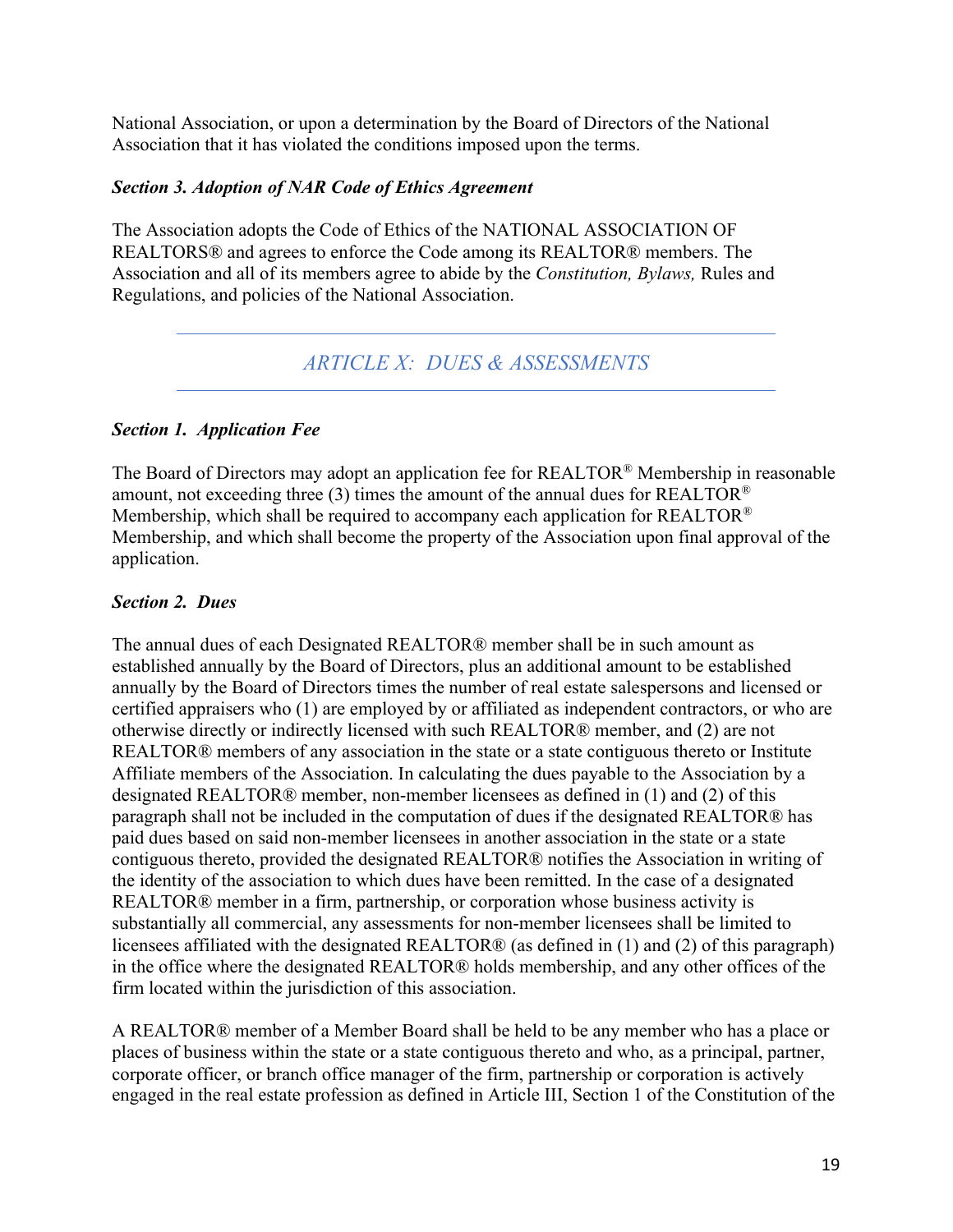National Association, or upon a determination by the Board of Directors of the National Association that it has violated the conditions imposed upon the terms.

***Section 3. Adoption of NAR Code of Ethics Agreement***

The Association adopts the Code of Ethics of the NATIONAL ASSOCIATION OF REALTORS® and agrees to enforce the Code among its REALTOR® members. The Association and all of its members agree to abide by the *Constitution, Bylaws,* Rules and Regulations, and policies of the National Association.

## *ARTICLE X: DUES & ASSESSMENTS*

***Section 1. Application Fee***

The Board of Directors may adopt an application fee for REALTOR® Membership in reasonable amount, not exceeding three (3) times the amount of the annual dues for REALTOR® Membership, which shall be required to accompany each application for REALTOR® Membership, and which shall become the property of the Association upon final approval of the application.

***Section 2. Dues***

The annual dues of each Designated REALTOR® member shall be in such amount as established annually by the Board of Directors, plus an additional amount to be established annually by the Board of Directors times the number of real estate salespersons and licensed or certified appraisers who (1) are employed by or affiliated as independent contractors, or who are otherwise directly or indirectly licensed with such REALTOR® member, and (2) are not REALTOR® members of any association in the state or a state contiguous thereto or Institute Affiliate members of the Association. In calculating the dues payable to the Association by a designated REALTOR® member, non-member licensees as defined in (1) and (2) of this paragraph shall not be included in the computation of dues if the designated REALTOR® has paid dues based on said non-member licensees in another association in the state or a state contiguous thereto, provided the designated REALTOR® notifies the Association in writing of the identity of the association to which dues have been remitted. In the case of a designated REALTOR® member in a firm, partnership, or corporation whose business activity is substantially all commercial, any assessments for non-member licensees shall be limited to licensees affiliated with the designated REALTOR® (as defined in (1) and (2) of this paragraph) in the office where the designated REALTOR® holds membership, and any other offices of the firm located within the jurisdiction of this association.

A REALTOR® member of a Member Board shall be held to be any member who has a place or places of business within the state or a state contiguous thereto and who, as a principal, partner, corporate officer, or branch office manager of the firm, partnership or corporation is actively engaged in the real estate profession as defined in Article III, Section 1 of the Constitution of the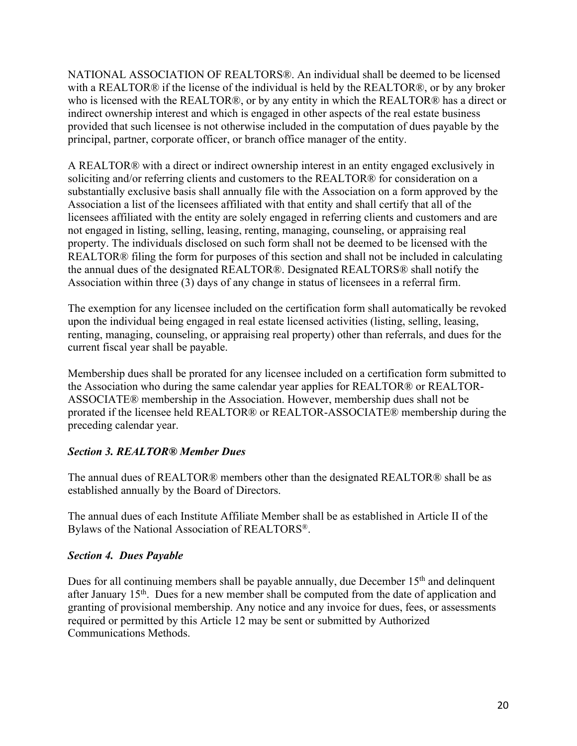NATIONAL ASSOCIATION OF REALTORS®. An individual shall be deemed to be licensed with a REALTOR® if the license of the individual is held by the REALTOR®, or by any broker who is licensed with the REALTOR®, or by any entity in which the REALTOR® has a direct or indirect ownership interest and which is engaged in other aspects of the real estate business provided that such licensee is not otherwise included in the computation of dues payable by the principal, partner, corporate officer, or branch office manager of the entity.

A REALTOR® with a direct or indirect ownership interest in an entity engaged exclusively in soliciting and/or referring clients and customers to the REALTOR® for consideration on a substantially exclusive basis shall annually file with the Association on a form approved by the Association a list of the licensees affiliated with that entity and shall certify that all of the licensees affiliated with the entity are solely engaged in referring clients and customers and are not engaged in listing, selling, leasing, renting, managing, counseling, or appraising real property. The individuals disclosed on such form shall not be deemed to be licensed with the REALTOR® filing the form for purposes of this section and shall not be included in calculating the annual dues of the designated REALTOR®. Designated REALTORS® shall notify the Association within three (3) days of any change in status of licensees in a referral firm.

The exemption for any licensee included on the certification form shall automatically be revoked upon the individual being engaged in real estate licensed activities (listing, selling, leasing, renting, managing, counseling, or appraising real property) other than referrals, and dues for the current fiscal year shall be payable.

Membership dues shall be prorated for any licensee included on a certification form submitted to the Association who during the same calendar year applies for REALTOR® or REALTOR-ASSOCIATE® membership in the Association. However, membership dues shall not be prorated if the licensee held REALTOR® or REALTOR-ASSOCIATE® membership during the preceding calendar year.

### *Section 3. REALTOR® Member Dues*

The annual dues of REALTOR® members other than the designated REALTOR® shall be as established annually by the Board of Directors.

The annual dues of each Institute Affiliate Member shall be as established in Article II of the Bylaws of the National Association of REALTORS®.

### *Section 4. Dues Payable*

Dues for all continuing members shall be payable annually, due December 15th and delinquent after January 15th. Dues for a new member shall be computed from the date of application and granting of provisional membership. Any notice and any invoice for dues, fees, or assessments required or permitted by this Article 12 may be sent or submitted by Authorized Communications Methods.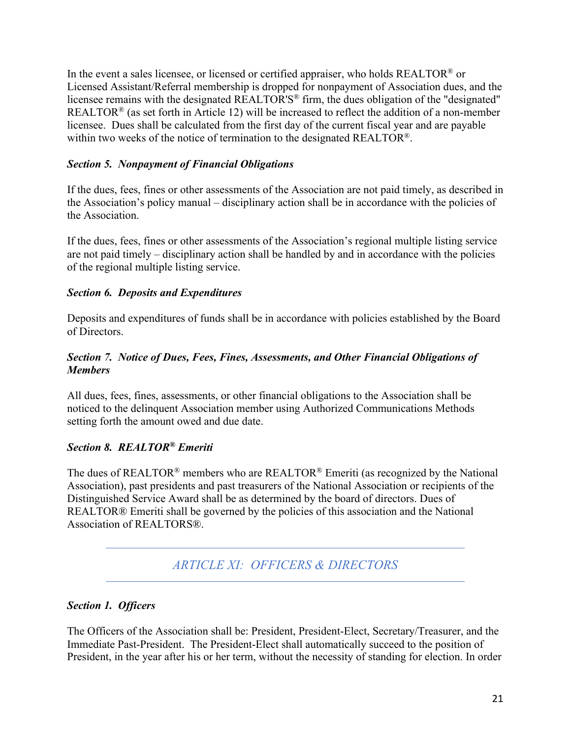In the event a sales licensee, or licensed or certified appraiser, who holds REALTOR® or Licensed Assistant/Referral membership is dropped for nonpayment of Association dues, and the licensee remains with the designated REALTOR'S® firm, the dues obligation of the "designated" REALTOR® (as set forth in Article 12) will be increased to reflect the addition of a non-member licensee. Dues shall be calculated from the first day of the current fiscal year and are payable within two weeks of the notice of termination to the designated REALTOR®.

***Section 5. Nonpayment of Financial Obligations***

If the dues, fees, fines or other assessments of the Association are not paid timely, as described in the Association's policy manual – disciplinary action shall be in accordance with the policies of the Association.

If the dues, fees, fines or other assessments of the Association's regional multiple listing service are not paid timely – disciplinary action shall be handled by and in accordance with the policies of the regional multiple listing service.

***Section 6. Deposits and Expenditures***

Deposits and expenditures of funds shall be in accordance with policies established by the Board of Directors.

***Section 7. Notice of Dues, Fees, Fines, Assessments, and Other Financial Obligations of Members***

All dues, fees, fines, assessments, or other financial obligations to the Association shall be noticed to the delinquent Association member using Authorized Communications Methods setting forth the amount owed and due date.

***Section 8. REALTOR® Emeriti***

The dues of REALTOR® members who are REALTOR® Emeriti (as recognized by the National Association), past presidents and past treasurers of the National Association or recipients of the Distinguished Service Award shall be as determined by the board of directors. Dues of REALTOR® Emeriti shall be governed by the policies of this association and the National Association of REALTORS®.

## *ARTICLE XI: OFFICERS & DIRECTORS*

***Section 1. Officers***

The Officers of the Association shall be: President, President-Elect, Secretary/Treasurer, and the Immediate Past-President. The President-Elect shall automatically succeed to the position of President, in the year after his or her term, without the necessity of standing for election. In order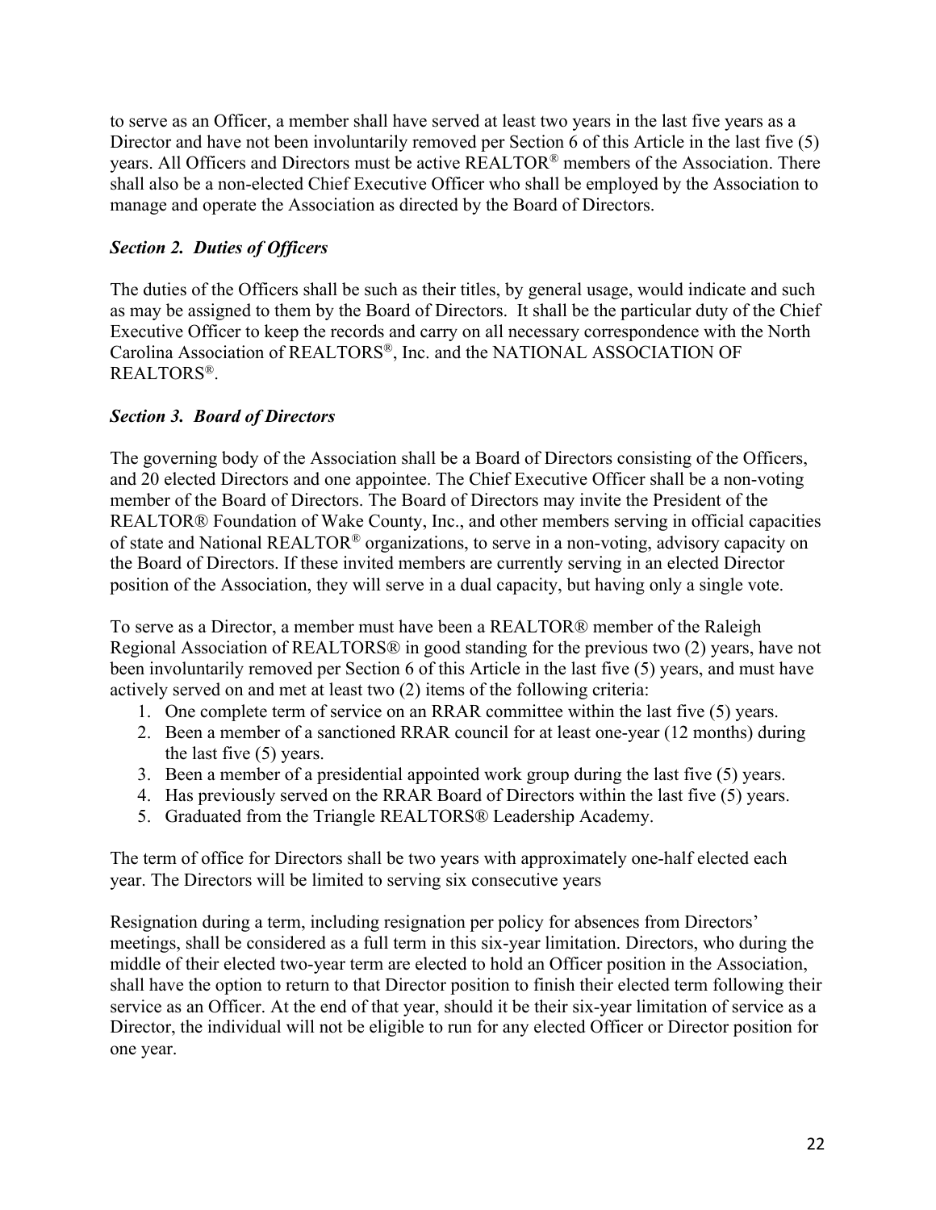to serve as an Officer, a member shall have served at least two years in the last five years as a Director and have not been involuntarily removed per Section 6 of this Article in the last five (5) years. All Officers and Directors must be active REALTOR® members of the Association. There shall also be a non-elected Chief Executive Officer who shall be employed by the Association to manage and operate the Association as directed by the Board of Directors.

### *Section 2. Duties of Officers*

The duties of the Officers shall be such as their titles, by general usage, would indicate and such as may be assigned to them by the Board of Directors. It shall be the particular duty of the Chief Executive Officer to keep the records and carry on all necessary correspondence with the North Carolina Association of REALTORS®, Inc. and the NATIONAL ASSOCIATION OF REALTORS®.

### *Section 3. Board of Directors*

The governing body of the Association shall be a Board of Directors consisting of the Officers, and 20 elected Directors and one appointee. The Chief Executive Officer shall be a non-voting member of the Board of Directors. The Board of Directors may invite the President of the REALTOR® Foundation of Wake County, Inc., and other members serving in official capacities of state and National REALTOR® organizations, to serve in a non-voting, advisory capacity on the Board of Directors. If these invited members are currently serving in an elected Director position of the Association, they will serve in a dual capacity, but having only a single vote.

To serve as a Director, a member must have been a REALTOR® member of the Raleigh Regional Association of REALTORS® in good standing for the previous two (2) years, have not been involuntarily removed per Section 6 of this Article in the last five (5) years, and must have actively served on and met at least two (2) items of the following criteria:

1. One complete term of service on an RRAR committee within the last five (5) years.
2. Been a member of a sanctioned RRAR council for at least one-year (12 months) during the last five (5) years.
3. Been a member of a presidential appointed work group during the last five (5) years.
4. Has previously served on the RRAR Board of Directors within the last five (5) years.
5. Graduated from the Triangle REALTORS® Leadership Academy.

The term of office for Directors shall be two years with approximately one-half elected each year. The Directors will be limited to serving six consecutive years

Resignation during a term, including resignation per policy for absences from Directors' meetings, shall be considered as a full term in this six-year limitation. Directors, who during the middle of their elected two-year term are elected to hold an Officer position in the Association, shall have the option to return to that Director position to finish their elected term following their service as an Officer. At the end of that year, should it be their six-year limitation of service as a Director, the individual will not be eligible to run for any elected Officer or Director position for one year.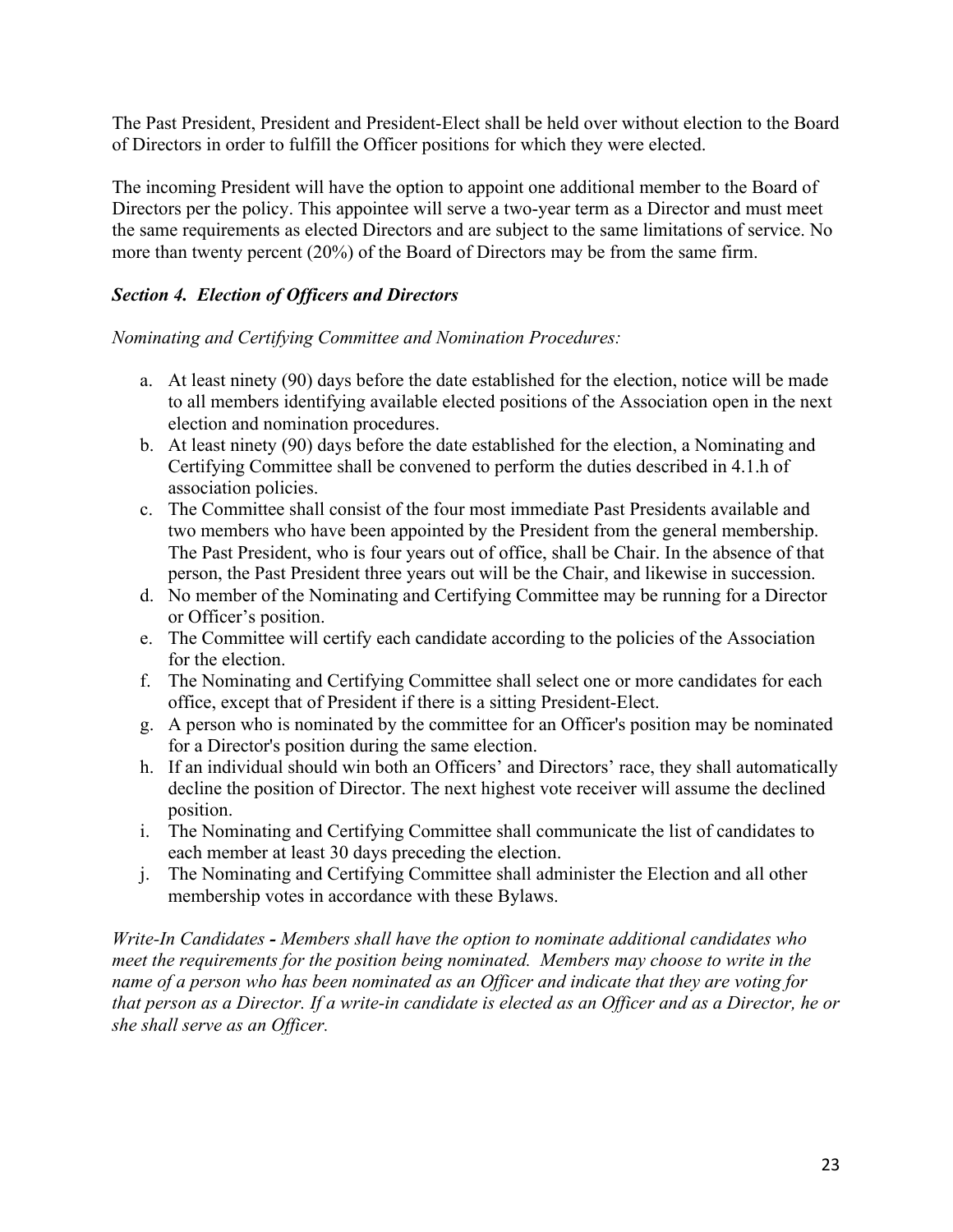The Past President, President and President-Elect shall be held over without election to the Board of Directors in order to fulfill the Officer positions for which they were elected.

The incoming President will have the option to appoint one additional member to the Board of Directors per the policy. This appointee will serve a two-year term as a Director and must meet the same requirements as elected Directors and are subject to the same limitations of service. No more than twenty percent (20%) of the Board of Directors may be from the same firm.

### *Section 4. Election of Officers and Directors*

*Nominating and Certifying Committee and Nomination Procedures:*

a. At least ninety (90) days before the date established for the election, notice will be made to all members identifying available elected positions of the Association open in the next election and nomination procedures.
b. At least ninety (90) days before the date established for the election, a Nominating and Certifying Committee shall be convened to perform the duties described in 4.1.h of association policies.
c. The Committee shall consist of the four most immediate Past Presidents available and two members who have been appointed by the President from the general membership. The Past President, who is four years out of office, shall be Chair. In the absence of that person, the Past President three years out will be the Chair, and likewise in succession.
d. No member of the Nominating and Certifying Committee may be running for a Director or Officer's position.
e. The Committee will certify each candidate according to the policies of the Association for the election.
f. The Nominating and Certifying Committee shall select one or more candidates for each office, except that of President if there is a sitting President-Elect.
g. A person who is nominated by the committee for an Officer's position may be nominated for a Director's position during the same election.
h. If an individual should win both an Officers' and Directors' race, they shall automatically decline the position of Director. The next highest vote receiver will assume the declined position.
i. The Nominating and Certifying Committee shall communicate the list of candidates to each member at least 30 days preceding the election.
j. The Nominating and Certifying Committee shall administer the Election and all other membership votes in accordance with these Bylaws.

*Write-In Candidates* ***-*** *Members shall have the option to nominate additional candidates who meet the requirements for the position being nominated. Members may choose to write in the name of a person who has been nominated as an Officer and indicate that they are voting for that person as a Director. If a write-in candidate is elected as an Officer and as a Director, he or she shall serve as an Officer.*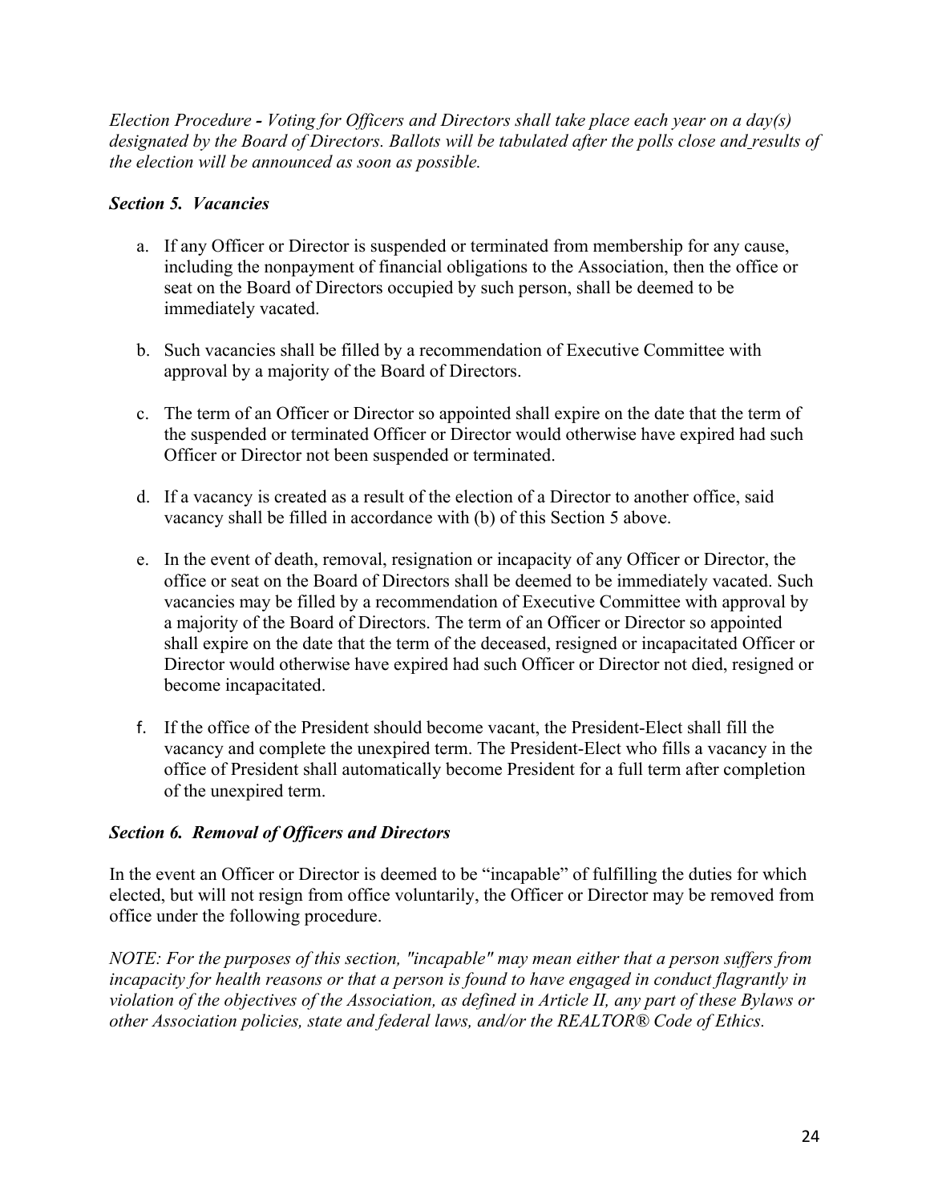*Election Procedure - Voting for Officers and Directors shall take place each year on a day(s) designated by the Board of Directors. Ballots will be tabulated after the polls close and results of the election will be announced as soon as possible.*

### *Section 5. Vacancies*

a. If any Officer or Director is suspended or terminated from membership for any cause, including the nonpayment of financial obligations to the Association, then the office or seat on the Board of Directors occupied by such person, shall be deemed to be immediately vacated.

b. Such vacancies shall be filled by a recommendation of Executive Committee with approval by a majority of the Board of Directors.

c. The term of an Officer or Director so appointed shall expire on the date that the term of the suspended or terminated Officer or Director would otherwise have expired had such Officer or Director not been suspended or terminated.

d. If a vacancy is created as a result of the election of a Director to another office, said vacancy shall be filled in accordance with (b) of this Section 5 above.

e. In the event of death, removal, resignation or incapacity of any Officer or Director, the office or seat on the Board of Directors shall be deemed to be immediately vacated. Such vacancies may be filled by a recommendation of Executive Committee with approval by a majority of the Board of Directors. The term of an Officer or Director so appointed shall expire on the date that the term of the deceased, resigned or incapacitated Officer or Director would otherwise have expired had such Officer or Director not died, resigned or become incapacitated.

f. If the office of the President should become vacant, the President-Elect shall fill the vacancy and complete the unexpired term. The President-Elect who fills a vacancy in the office of President shall automatically become President for a full term after completion of the unexpired term.

### *Section 6. Removal of Officers and Directors*

In the event an Officer or Director is deemed to be "incapable" of fulfilling the duties for which elected, but will not resign from office voluntarily, the Officer or Director may be removed from office under the following procedure.

*NOTE: For the purposes of this section, "incapable" may mean either that a person suffers from incapacity for health reasons or that a person is found to have engaged in conduct flagrantly in violation of the objectives of the Association, as defined in Article II, any part of these Bylaws or other Association policies, state and federal laws, and/or the REALTOR® Code of Ethics.*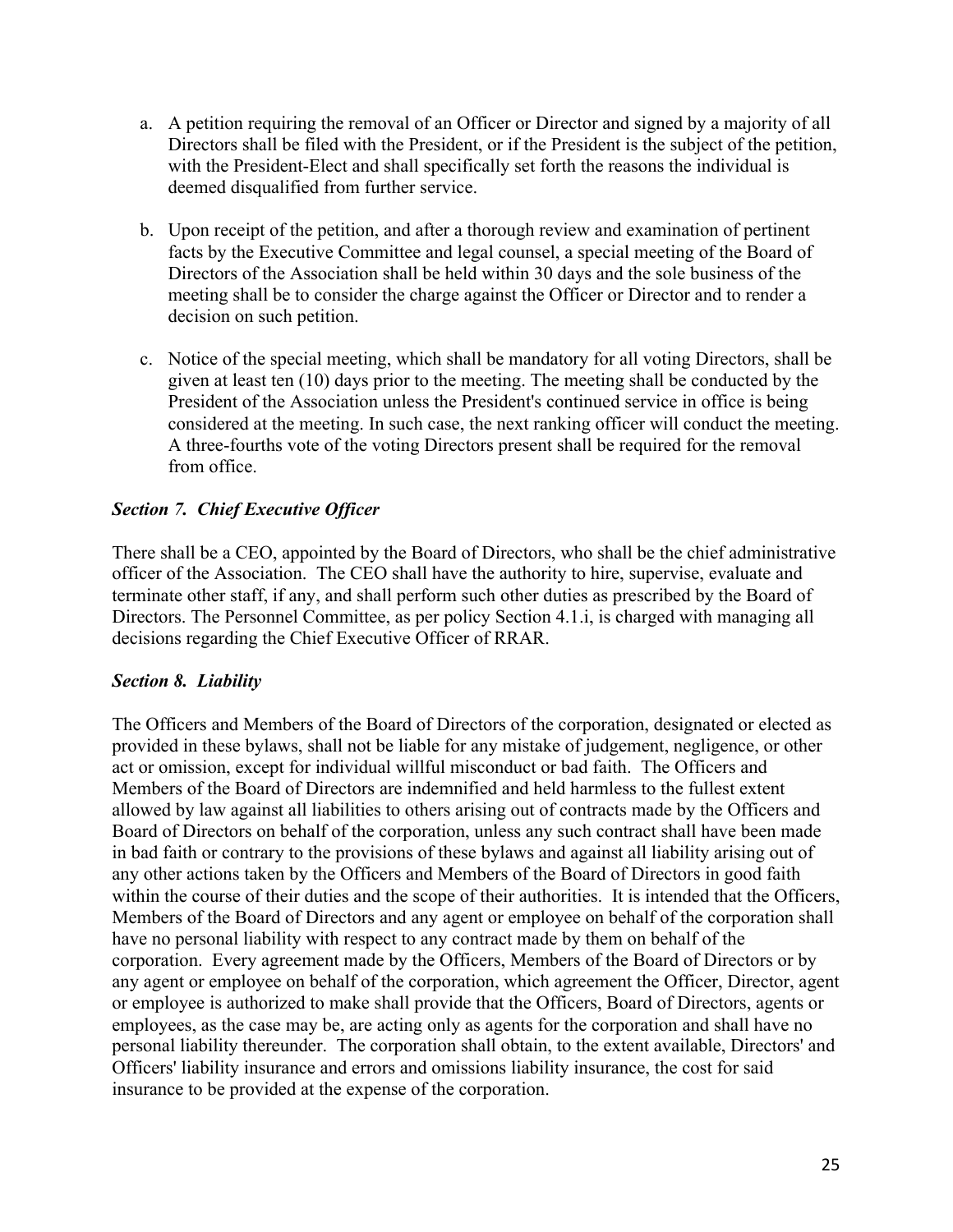a. A petition requiring the removal of an Officer or Director and signed by a majority of all Directors shall be filed with the President, or if the President is the subject of the petition, with the President-Elect and shall specifically set forth the reasons the individual is deemed disqualified from further service.

b. Upon receipt of the petition, and after a thorough review and examination of pertinent facts by the Executive Committee and legal counsel, a special meeting of the Board of Directors of the Association shall be held within 30 days and the sole business of the meeting shall be to consider the charge against the Officer or Director and to render a decision on such petition.

c. Notice of the special meeting, which shall be mandatory for all voting Directors, shall be given at least ten (10) days prior to the meeting. The meeting shall be conducted by the President of the Association unless the President's continued service in office is being considered at the meeting. In such case, the next ranking officer will conduct the meeting. A three-fourths vote of the voting Directors present shall be required for the removal from office.

***Section 7. Chief Executive Officer***

There shall be a CEO, appointed by the Board of Directors, who shall be the chief administrative officer of the Association. The CEO shall have the authority to hire, supervise, evaluate and terminate other staff, if any, and shall perform such other duties as prescribed by the Board of Directors. The Personnel Committee, as per policy Section 4.1.i, is charged with managing all decisions regarding the Chief Executive Officer of RRAR.

***Section 8. Liability***

The Officers and Members of the Board of Directors of the corporation, designated or elected as provided in these bylaws, shall not be liable for any mistake of judgement, negligence, or other act or omission, except for individual willful misconduct or bad faith. The Officers and Members of the Board of Directors are indemnified and held harmless to the fullest extent allowed by law against all liabilities to others arising out of contracts made by the Officers and Board of Directors on behalf of the corporation, unless any such contract shall have been made in bad faith or contrary to the provisions of these bylaws and against all liability arising out of any other actions taken by the Officers and Members of the Board of Directors in good faith within the course of their duties and the scope of their authorities. It is intended that the Officers, Members of the Board of Directors and any agent or employee on behalf of the corporation shall have no personal liability with respect to any contract made by them on behalf of the corporation. Every agreement made by the Officers, Members of the Board of Directors or by any agent or employee on behalf of the corporation, which agreement the Officer, Director, agent or employee is authorized to make shall provide that the Officers, Board of Directors, agents or employees, as the case may be, are acting only as agents for the corporation and shall have no personal liability thereunder. The corporation shall obtain, to the extent available, Directors' and Officers' liability insurance and errors and omissions liability insurance, the cost for said insurance to be provided at the expense of the corporation.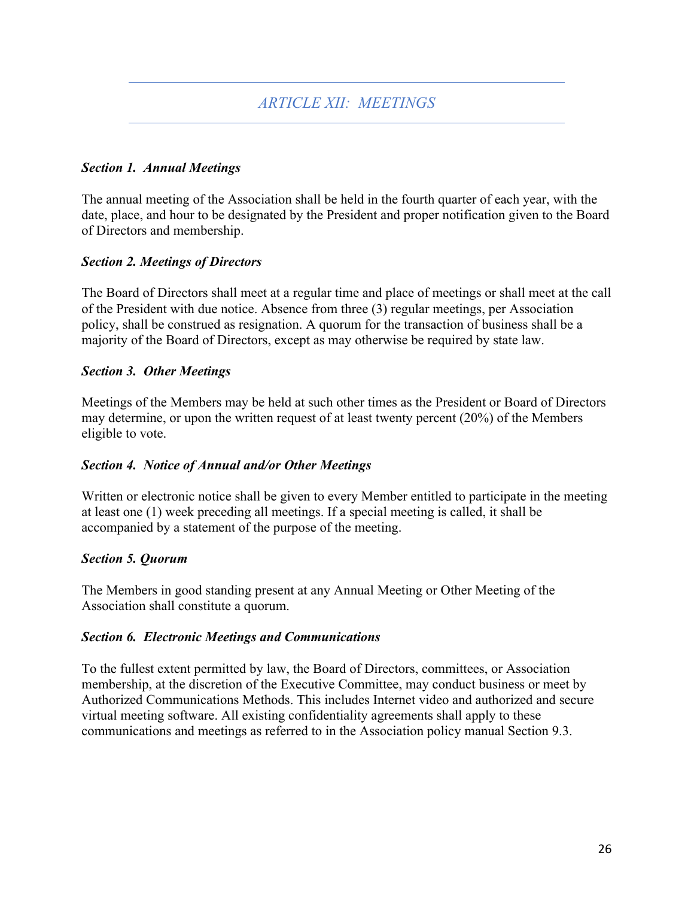## *ARTICLE XII: MEETINGS*

### *Section 1. Annual Meetings*

The annual meeting of the Association shall be held in the fourth quarter of each year, with the date, place, and hour to be designated by the President and proper notification given to the Board of Directors and membership.

### *Section 2. Meetings of Directors*

The Board of Directors shall meet at a regular time and place of meetings or shall meet at the call of the President with due notice. Absence from three (3) regular meetings, per Association policy, shall be construed as resignation. A quorum for the transaction of business shall be a majority of the Board of Directors, except as may otherwise be required by state law.

### *Section 3. Other Meetings*

Meetings of the Members may be held at such other times as the President or Board of Directors may determine, or upon the written request of at least twenty percent (20%) of the Members eligible to vote.

### *Section 4. Notice of Annual and/or Other Meetings*

Written or electronic notice shall be given to every Member entitled to participate in the meeting at least one (1) week preceding all meetings. If a special meeting is called, it shall be accompanied by a statement of the purpose of the meeting.

### *Section 5. Quorum*

The Members in good standing present at any Annual Meeting or Other Meeting of the Association shall constitute a quorum.

### *Section 6. Electronic Meetings and Communications*

To the fullest extent permitted by law, the Board of Directors, committees, or Association membership, at the discretion of the Executive Committee, may conduct business or meet by Authorized Communications Methods. This includes Internet video and authorized and secure virtual meeting software. All existing confidentiality agreements shall apply to these communications and meetings as referred to in the Association policy manual Section 9.3.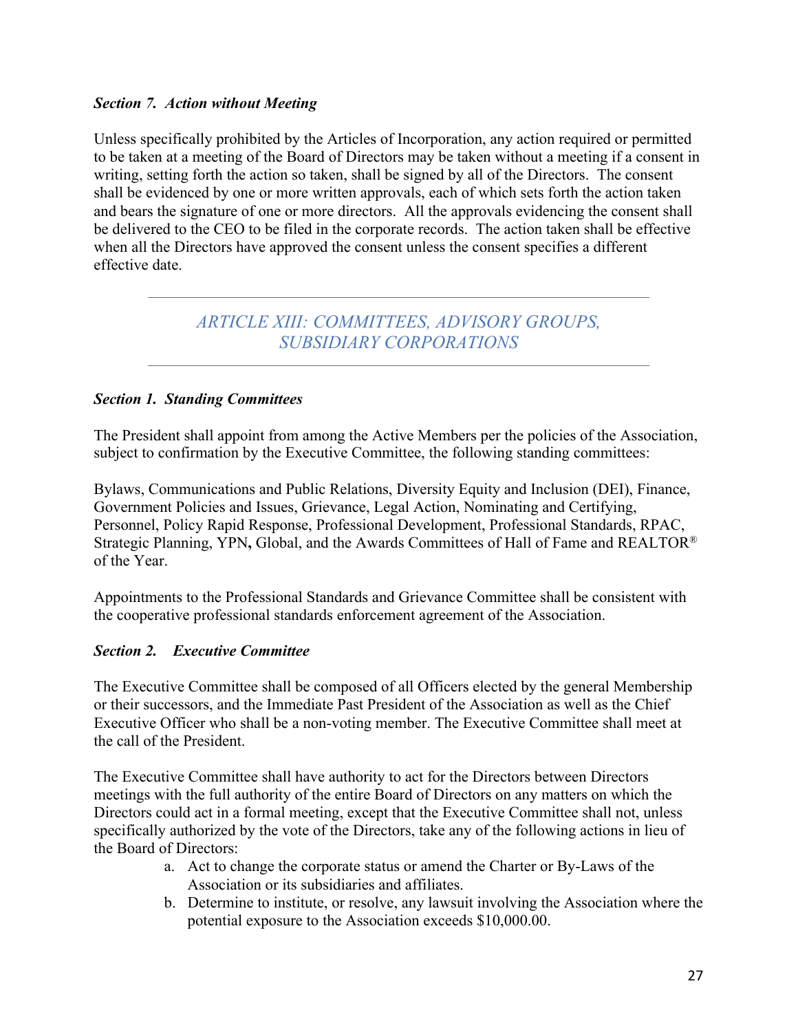### *Section 7. Action without Meeting*

Unless specifically prohibited by the Articles of Incorporation, any action required or permitted to be taken at a meeting of the Board of Directors may be taken without a meeting if a consent in writing, setting forth the action so taken, shall be signed by all of the Directors. The consent shall be evidenced by one or more written approvals, each of which sets forth the action taken and bears the signature of one or more directors. All the approvals evidencing the consent shall be delivered to the CEO to be filed in the corporate records. The action taken shall be effective when all the Directors have approved the consent unless the consent specifies a different effective date.

## *ARTICLE XIII: COMMITTEES, ADVISORY GROUPS, SUBSIDIARY CORPORATIONS*

### *Section 1. Standing Committees*

The President shall appoint from among the Active Members per the policies of the Association, subject to confirmation by the Executive Committee, the following standing committees:

Bylaws, Communications and Public Relations, Diversity Equity and Inclusion (DEI), Finance, Government Policies and Issues, Grievance, Legal Action, Nominating and Certifying, Personnel, Policy Rapid Response, Professional Development, Professional Standards, RPAC, Strategic Planning, YPN**,** Global, and the Awards Committees of Hall of Fame and REALTOR® of the Year.

Appointments to the Professional Standards and Grievance Committee shall be consistent with the cooperative professional standards enforcement agreement of the Association.

### *Section 2. Executive Committee*

The Executive Committee shall be composed of all Officers elected by the general Membership or their successors, and the Immediate Past President of the Association as well as the Chief Executive Officer who shall be a non-voting member. The Executive Committee shall meet at the call of the President.

The Executive Committee shall have authority to act for the Directors between Directors meetings with the full authority of the entire Board of Directors on any matters on which the Directors could act in a formal meeting, except that the Executive Committee shall not, unless specifically authorized by the vote of the Directors, take any of the following actions in lieu of the Board of Directors:

a. Act to change the corporate status or amend the Charter or By-Laws of the Association or its subsidiaries and affiliates.
b. Determine to institute, or resolve, any lawsuit involving the Association where the potential exposure to the Association exceeds $10,000.00.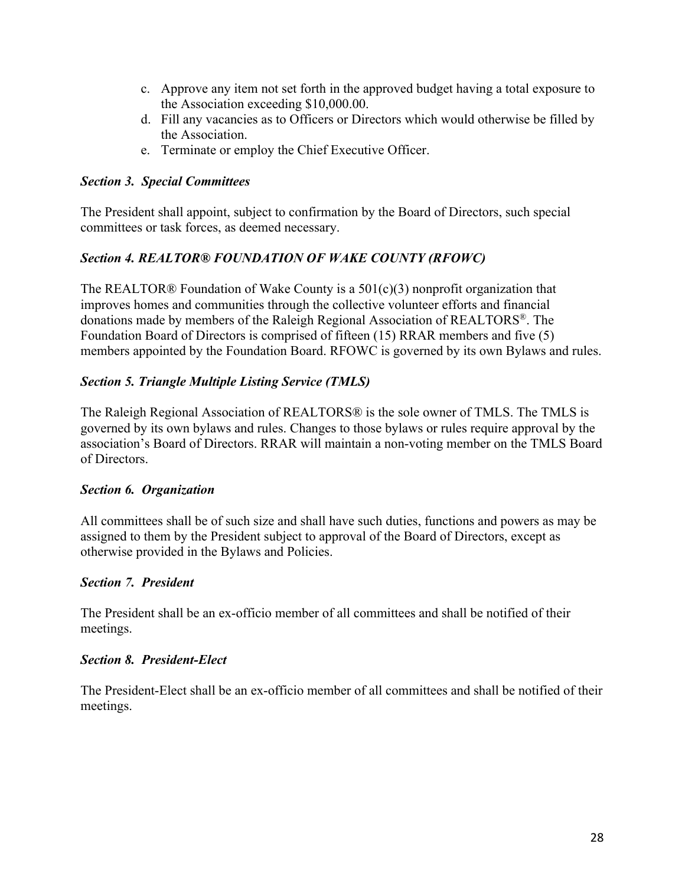c. Approve any item not set forth in the approved budget having a total exposure to the Association exceeding $10,000.00.
d. Fill any vacancies as to Officers or Directors which would otherwise be filled by the Association.
e. Terminate or employ the Chief Executive Officer.

### *Section 3. Special Committees*

The President shall appoint, subject to confirmation by the Board of Directors, such special committees or task forces, as deemed necessary.

### *Section 4. REALTOR® FOUNDATION OF WAKE COUNTY (RFOWC)*

The REALTOR® Foundation of Wake County is a 501(c)(3) nonprofit organization that improves homes and communities through the collective volunteer efforts and financial donations made by members of the Raleigh Regional Association of REALTORS®. The Foundation Board of Directors is comprised of fifteen (15) RRAR members and five (5) members appointed by the Foundation Board. RFOWC is governed by its own Bylaws and rules.

### *Section 5. Triangle Multiple Listing Service (TMLS)*

The Raleigh Regional Association of REALTORS® is the sole owner of TMLS. The TMLS is governed by its own bylaws and rules. Changes to those bylaws or rules require approval by the association's Board of Directors. RRAR will maintain a non-voting member on the TMLS Board of Directors.

### *Section 6. Organization*

All committees shall be of such size and shall have such duties, functions and powers as may be assigned to them by the President subject to approval of the Board of Directors, except as otherwise provided in the Bylaws and Policies.

### *Section 7. President*

The President shall be an ex-officio member of all committees and shall be notified of their meetings.

### *Section 8. President-Elect*

The President-Elect shall be an ex-officio member of all committees and shall be notified of their meetings.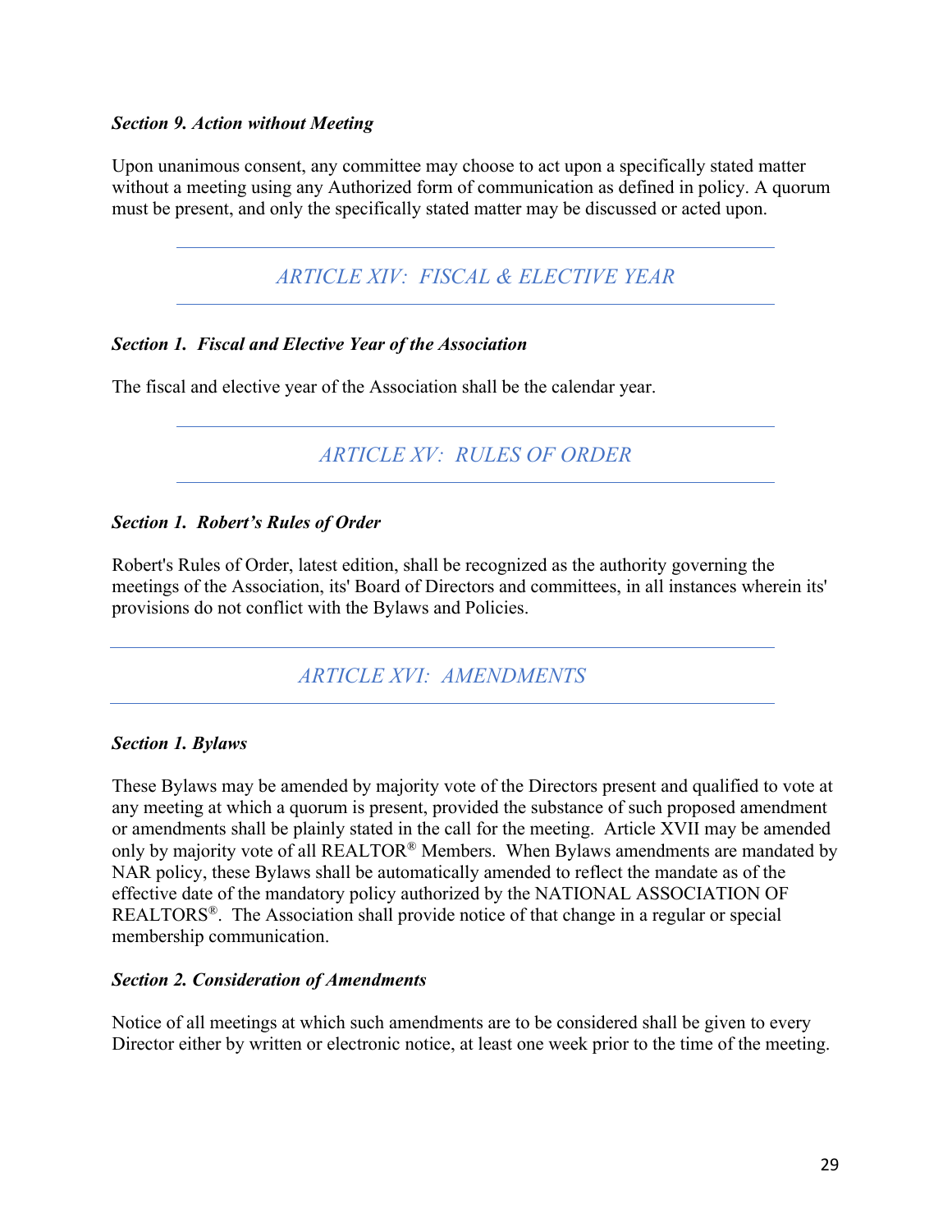***Section 9. Action without Meeting***

Upon unanimous consent, any committee may choose to act upon a specifically stated matter without a meeting using any Authorized form of communication as defined in policy. A quorum must be present, and only the specifically stated matter may be discussed or acted upon.

## *ARTICLE XIV: FISCAL & ELECTIVE YEAR*

***Section 1. Fiscal and Elective Year of the Association***

The fiscal and elective year of the Association shall be the calendar year.

## *ARTICLE XV: RULES OF ORDER*

***Section 1. Robert's Rules of Order***

Robert's Rules of Order, latest edition, shall be recognized as the authority governing the meetings of the Association, its' Board of Directors and committees, in all instances wherein its' provisions do not conflict with the Bylaws and Policies.

## *ARTICLE XVI: AMENDMENTS*

***Section 1. Bylaws***

These Bylaws may be amended by majority vote of the Directors present and qualified to vote at any meeting at which a quorum is present, provided the substance of such proposed amendment or amendments shall be plainly stated in the call for the meeting. Article XVII may be amended only by majority vote of all REALTOR® Members. When Bylaws amendments are mandated by NAR policy, these Bylaws shall be automatically amended to reflect the mandate as of the effective date of the mandatory policy authorized by the NATIONAL ASSOCIATION OF REALTORS®. The Association shall provide notice of that change in a regular or special membership communication.

***Section 2. Consideration of Amendments***

Notice of all meetings at which such amendments are to be considered shall be given to every Director either by written or electronic notice, at least one week prior to the time of the meeting.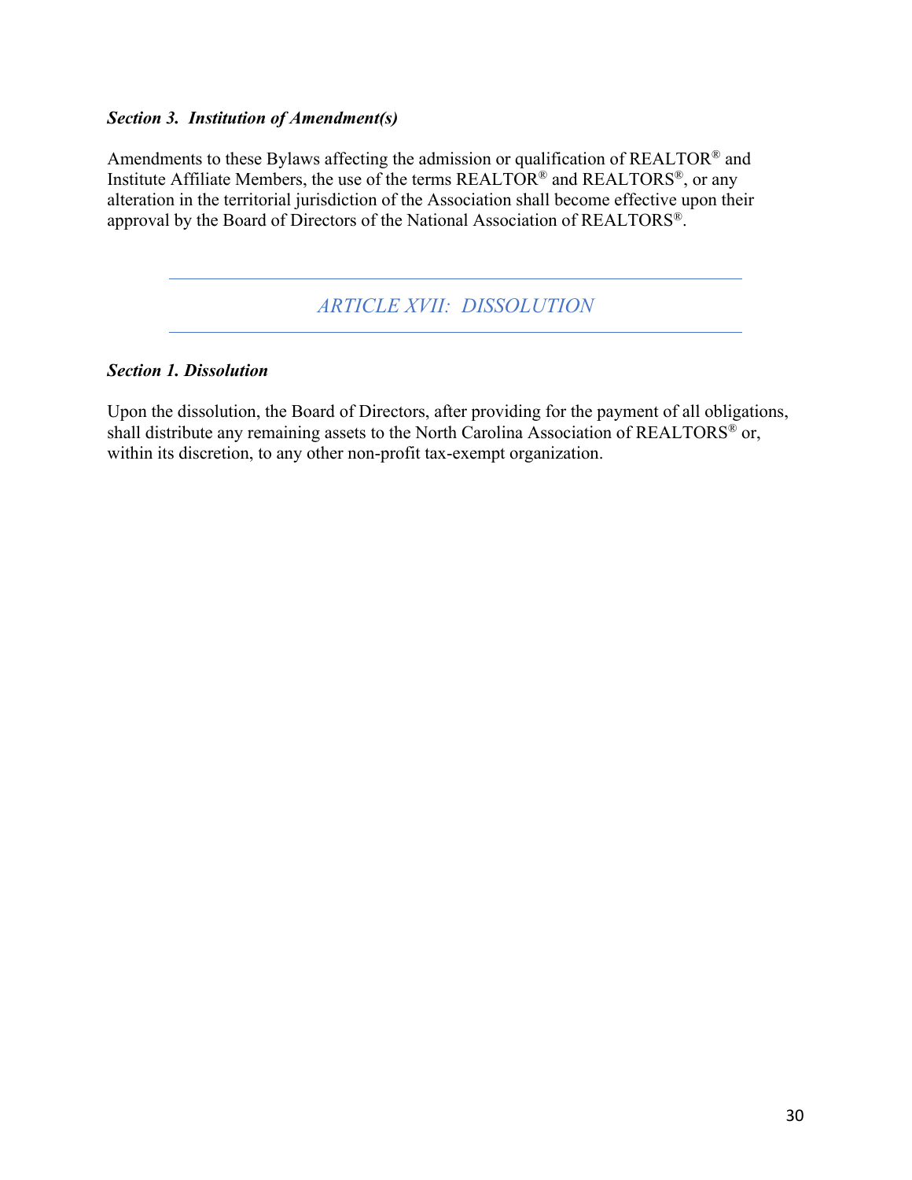***Section 3. Institution of Amendment(s)***

Amendments to these Bylaws affecting the admission or qualification of REALTOR® and Institute Affiliate Members, the use of the terms REALTOR® and REALTORS®, or any alteration in the territorial jurisdiction of the Association shall become effective upon their approval by the Board of Directors of the National Association of REALTORS®.

## *ARTICLE XVII: DISSOLUTION*

***Section 1. Dissolution***

Upon the dissolution, the Board of Directors, after providing for the payment of all obligations, shall distribute any remaining assets to the North Carolina Association of REALTORS® or, within its discretion, to any other non-profit tax-exempt organization.